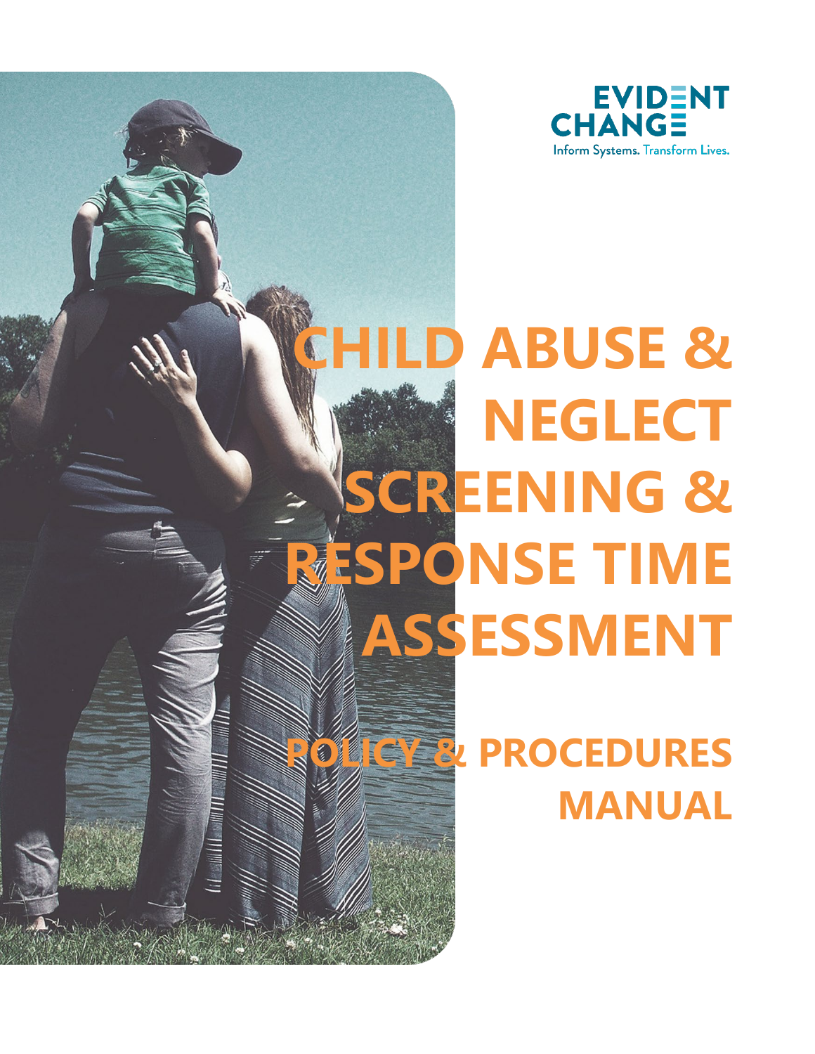EVIDENT CHANGE

Inform Systems. Transform Lives.

# CHILD ABUSE & NEGLECT SCREENING & RESPONSE TIME ASSESSMENT

## POLICY & PROCEDURES MANUAL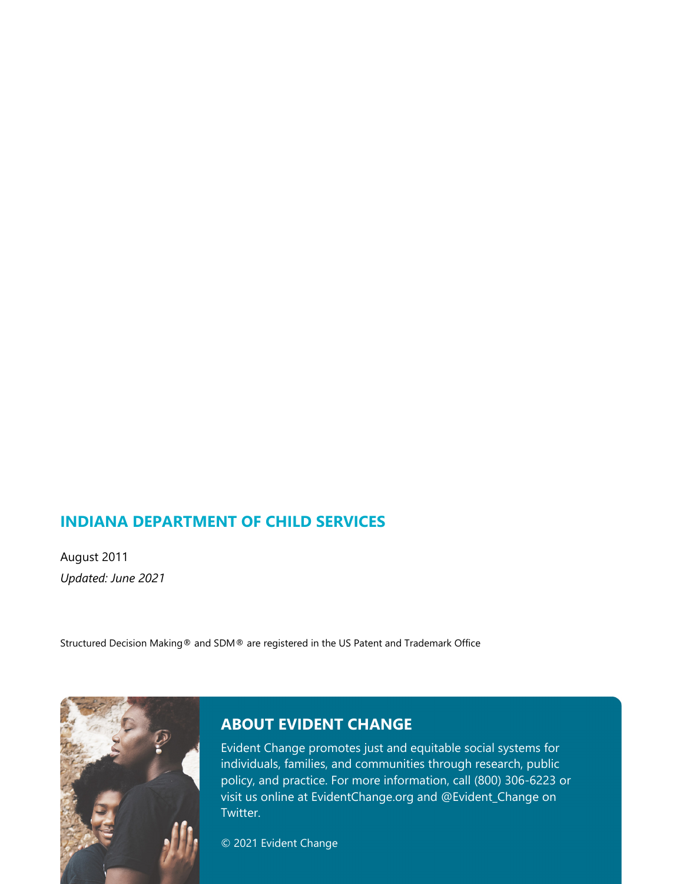## INDIANA DEPARTMENT OF CHILD SERVICES

August 2011

*Updated: June 2021*

Structured Decision Making® and SDM® are registered in the US Patent and Trademark Office

## ABOUT EVIDENT CHANGE

Evident Change promotes just and equitable social systems for individuals, families, and communities through research, public policy, and practice. For more information, call (800) 306-6223 or visit us online at EvidentChange.org and @Evident_Change on Twitter.

© 2021 Evident Change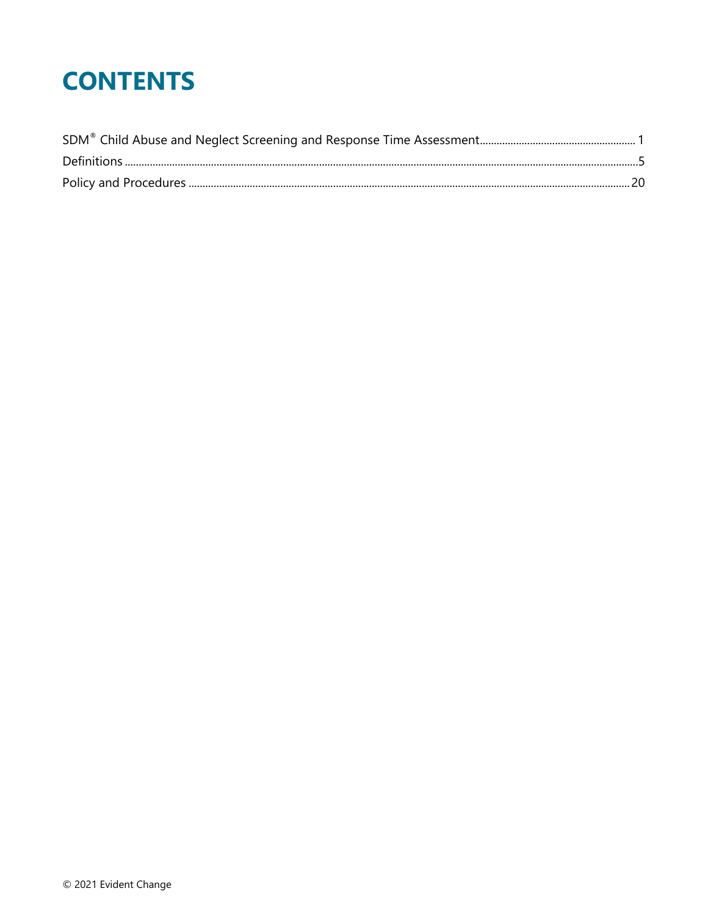# CONTENTS

SDM® Child Abuse and Neglect Screening and Response Time Assessment ........ 1
Definitions ........ 5
Policy and Procedures ........ 20

© 2021 Evident Change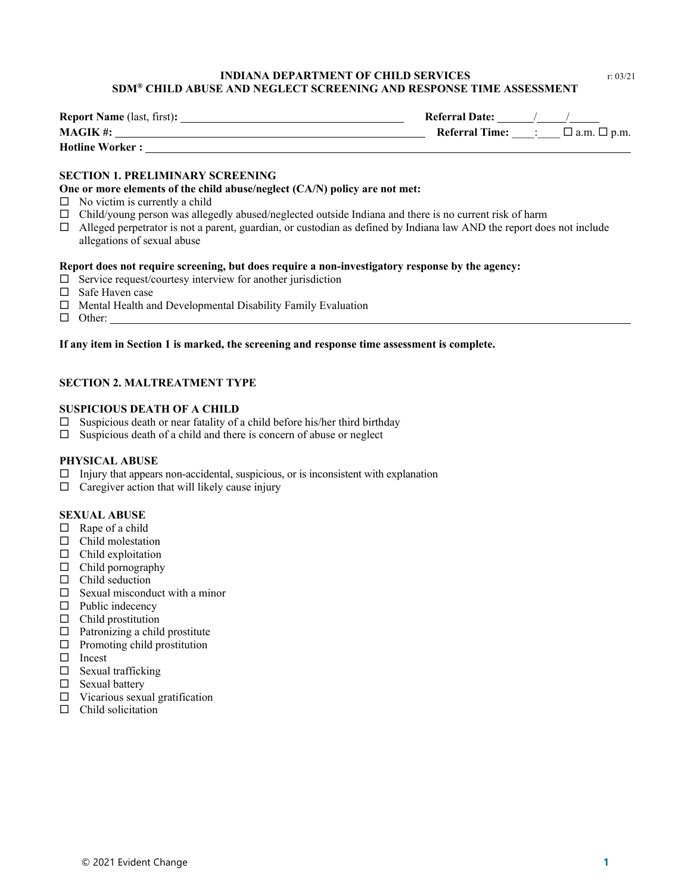**INDIANA DEPARTMENT OF CHILD SERVICES**
**SDM® CHILD ABUSE AND NEGLECT SCREENING AND RESPONSE TIME ASSESSMENT**

r: 03/21

**Report Name** (last, first)**:** ______________________ **Referral Date:** ____/____/____

**MAGIK #:** ______________________ **Referral Time:** ____:____ ☐ a.m. ☐ p.m.

**Hotline Worker :** ______________________

## SECTION 1. PRELIMINARY SCREENING

**One or more elements of the child abuse/neglect (CA/N) policy are not met:**

- ☐ No victim is currently a child
- ☐ Child/young person was allegedly abused/neglected outside Indiana and there is no current risk of harm
- ☐ Alleged perpetrator is not a parent, guardian, or custodian as defined by Indiana law AND the report does not include allegations of sexual abuse

**Report does not require screening, but does require a non-investigatory response by the agency:**

- ☐ Service request/courtesy interview for another jurisdiction
- ☐ Safe Haven case
- ☐ Mental Health and Developmental Disability Family Evaluation
- ☐ Other: ______________________

**If any item in Section 1 is marked, the screening and response time assessment is complete.**

## SECTION 2. MALTREATMENT TYPE

### SUSPICIOUS DEATH OF A CHILD

- ☐ Suspicious death or near fatality of a child before his/her third birthday
- ☐ Suspicious death of a child and there is concern of abuse or neglect

### PHYSICAL ABUSE

- ☐ Injury that appears non-accidental, suspicious, or is inconsistent with explanation
- ☐ Caregiver action that will likely cause injury

### SEXUAL ABUSE

- ☐ Rape of a child
- ☐ Child molestation
- ☐ Child exploitation
- ☐ Child pornography
- ☐ Child seduction
- ☐ Sexual misconduct with a minor
- ☐ Public indecency
- ☐ Child prostitution
- ☐ Patronizing a child prostitute
- ☐ Promoting child prostitution
- ☐ Incest
- ☐ Sexual trafficking
- ☐ Sexual battery
- ☐ Vicarious sexual gratification
- ☐ Child solicitation

© 2021 Evident Change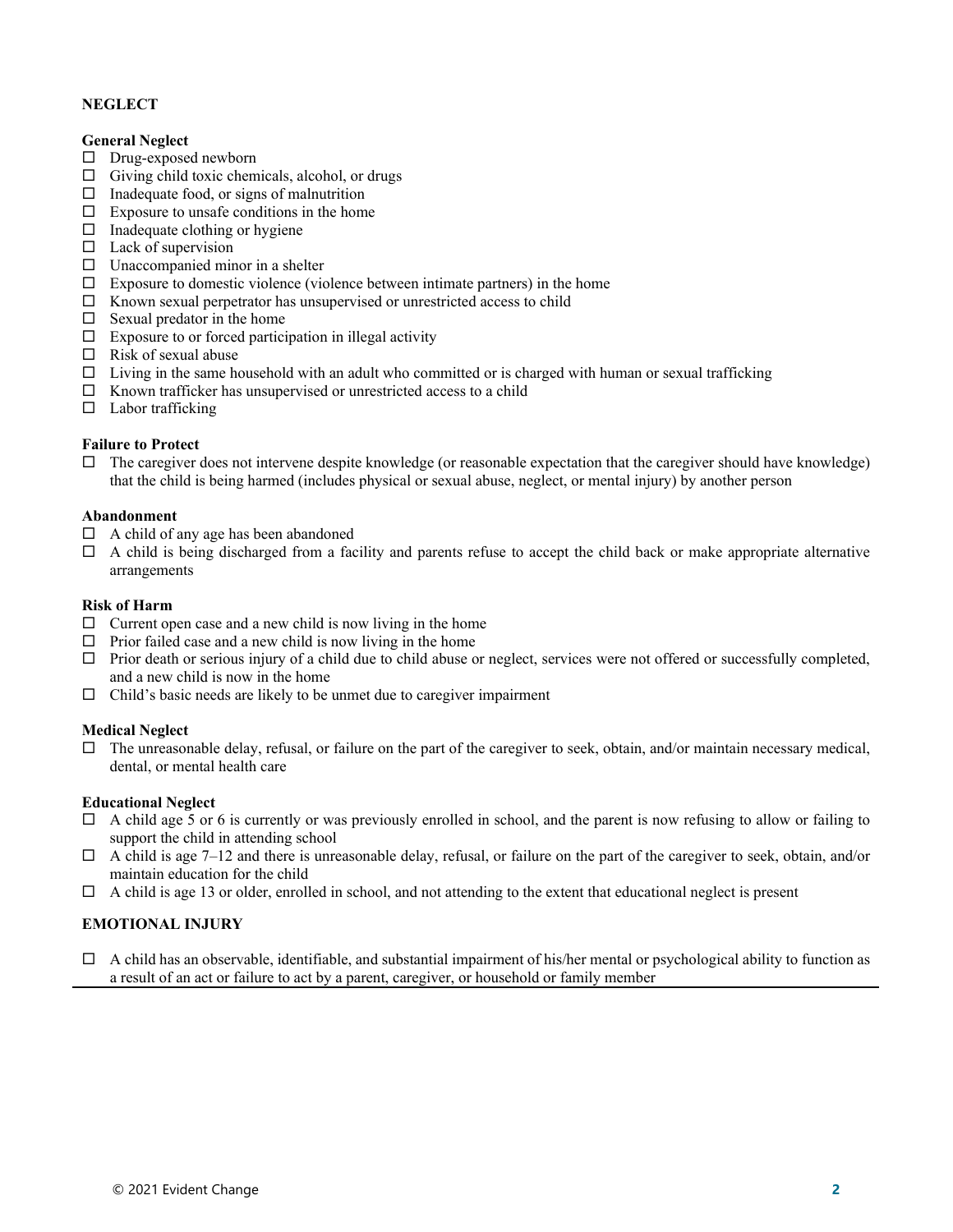## NEGLECT

### General Neglect

- ☐ Drug-exposed newborn
- ☐ Giving child toxic chemicals, alcohol, or drugs
- ☐ Inadequate food, or signs of malnutrition
- ☐ Exposure to unsafe conditions in the home
- ☐ Inadequate clothing or hygiene
- ☐ Lack of supervision
- ☐ Unaccompanied minor in a shelter
- ☐ Exposure to domestic violence (violence between intimate partners) in the home
- ☐ Known sexual perpetrator has unsupervised or unrestricted access to child
- ☐ Sexual predator in the home
- ☐ Exposure to or forced participation in illegal activity
- ☐ Risk of sexual abuse
- ☐ Living in the same household with an adult who committed or is charged with human or sexual trafficking
- ☐ Known trafficker has unsupervised or unrestricted access to a child
- ☐ Labor trafficking

### Failure to Protect

- ☐ The caregiver does not intervene despite knowledge (or reasonable expectation that the caregiver should have knowledge) that the child is being harmed (includes physical or sexual abuse, neglect, or mental injury) by another person

### Abandonment

- ☐ A child of any age has been abandoned
- ☐ A child is being discharged from a facility and parents refuse to accept the child back or make appropriate alternative arrangements

### Risk of Harm

- ☐ Current open case and a new child is now living in the home
- ☐ Prior failed case and a new child is now living in the home
- ☐ Prior death or serious injury of a child due to child abuse or neglect, services were not offered or successfully completed, and a new child is now in the home
- ☐ Child's basic needs are likely to be unmet due to caregiver impairment

### Medical Neglect

- ☐ The unreasonable delay, refusal, or failure on the part of the caregiver to seek, obtain, and/or maintain necessary medical, dental, or mental health care

### Educational Neglect

- ☐ A child age 5 or 6 is currently or was previously enrolled in school, and the parent is now refusing to allow or failing to support the child in attending school
- ☐ A child is age 7–12 and there is unreasonable delay, refusal, or failure on the part of the caregiver to seek, obtain, and/or maintain education for the child
- ☐ A child is age 13 or older, enrolled in school, and not attending to the extent that educational neglect is present

## EMOTIONAL INJURY

- ☐ A child has an observable, identifiable, and substantial impairment of his/her mental or psychological ability to function as a result of an act or failure to act by a parent, caregiver, or household or family member

© 2021 Evident Change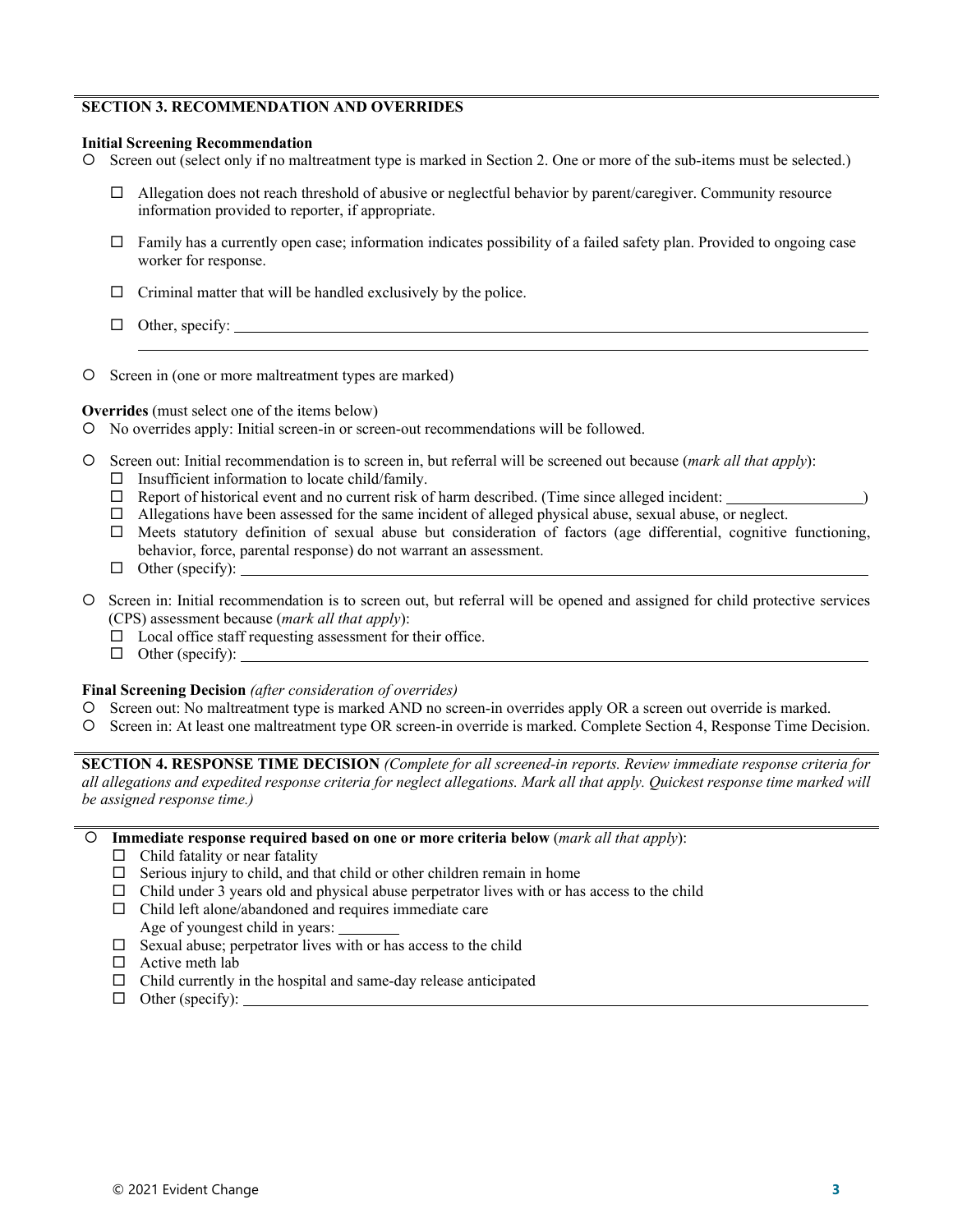## SECTION 3. RECOMMENDATION AND OVERRIDES

**Initial Screening Recommendation**

- ○ Screen out (select only if no maltreatment type is marked in Section 2. One or more of the sub-items must be selected.)
  - ☐ Allegation does not reach threshold of abusive or neglectful behavior by parent/caregiver. Community resource information provided to reporter, if appropriate.
  - ☐ Family has a currently open case; information indicates possibility of a failed safety plan. Provided to ongoing case worker for response.
  - ☐ Criminal matter that will be handled exclusively by the police.
  - ☐ Other, specify: ______________________________
- ○ Screen in (one or more maltreatment types are marked)

**Overrides** (must select one of the items below)

- ○ No overrides apply: Initial screen-in or screen-out recommendations will be followed.
- ○ Screen out: Initial recommendation is to screen in, but referral will be screened out because (*mark all that apply*):
  - ☐ Insufficient information to locate child/family.
  - ☐ Report of historical event and no current risk of harm described. (Time since alleged incident: ______________)
  - ☐ Allegations have been assessed for the same incident of alleged physical abuse, sexual abuse, or neglect.
  - ☐ Meets statutory definition of sexual abuse but consideration of factors (age differential, cognitive functioning, behavior, force, parental response) do not warrant an assessment.
  - ☐ Other (specify): ______________________________
- ○ Screen in: Initial recommendation is to screen out, but referral will be opened and assigned for child protective services (CPS) assessment because (*mark all that apply*):
  - ☐ Local office staff requesting assessment for their office.
  - ☐ Other (specify): ______________________________

**Final Screening Decision** *(after consideration of overrides)*

- ○ Screen out: No maltreatment type is marked AND no screen-in overrides apply OR a screen out override is marked.
- ○ Screen in: At least one maltreatment type OR screen-in override is marked. Complete Section 4, Response Time Decision.

## SECTION 4. RESPONSE TIME DECISION

*(Complete for all screened-in reports. Review immediate response criteria for all allegations and expedited response criteria for neglect allegations. Mark all that apply. Quickest response time marked will be assigned response time.)*

- ○ **Immediate response required based on one or more criteria below** (*mark all that apply*):
  - ☐ Child fatality or near fatality
  - ☐ Serious injury to child, and that child or other children remain in home
  - ☐ Child under 3 years old and physical abuse perpetrator lives with or has access to the child
  - ☐ Child left alone/abandoned and requires immediate care
    Age of youngest child in years: ________
  - ☐ Sexual abuse; perpetrator lives with or has access to the child
  - ☐ Active meth lab
  - ☐ Child currently in the hospital and same-day release anticipated
  - ☐ Other (specify): ______________________________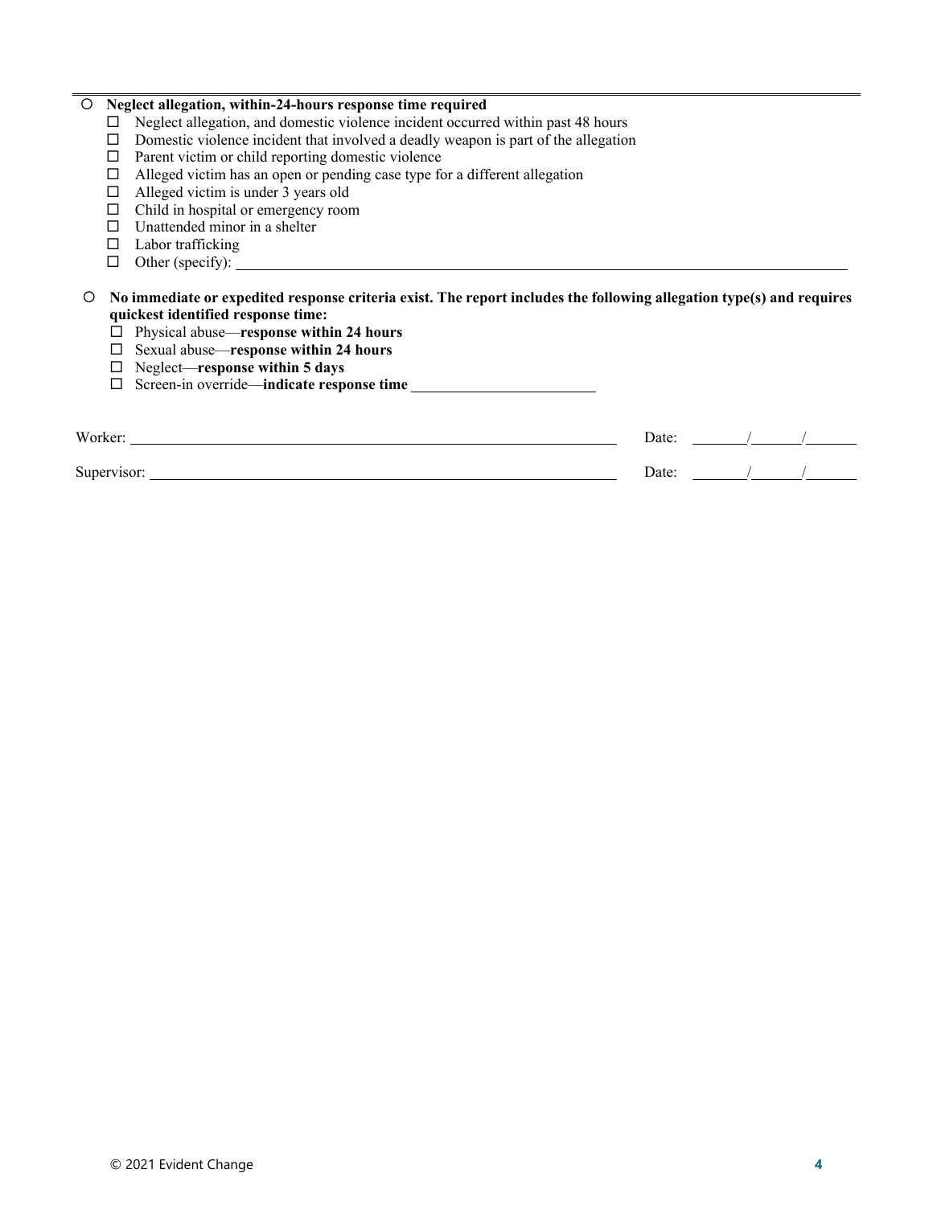- ○ **Neglect allegation, within-24-hours response time required**
  - ☐ Neglect allegation, and domestic violence incident occurred within past 48 hours
  - ☐ Domestic violence incident that involved a deadly weapon is part of the allegation
  - ☐ Parent victim or child reporting domestic violence
  - ☐ Alleged victim has an open or pending case type for a different allegation
  - ☐ Alleged victim is under 3 years old
  - ☐ Child in hospital or emergency room
  - ☐ Unattended minor in a shelter
  - ☐ Labor trafficking
  - ☐ Other (specify): ______________________________________________

- ○ **No immediate or expedited response criteria exist. The report includes the following allegation type(s) and requires quickest identified response time:**
  - ☐ Physical abuse—**response within 24 hours**
  - ☐ Sexual abuse—**response within 24 hours**
  - ☐ Neglect—**response within 5 days**
  - ☐ Screen-in override—**indicate response time** ____________________

Worker: ______________________________________________ Date: ______/______/______

Supervisor: ___________________________________________ Date: ______/______/______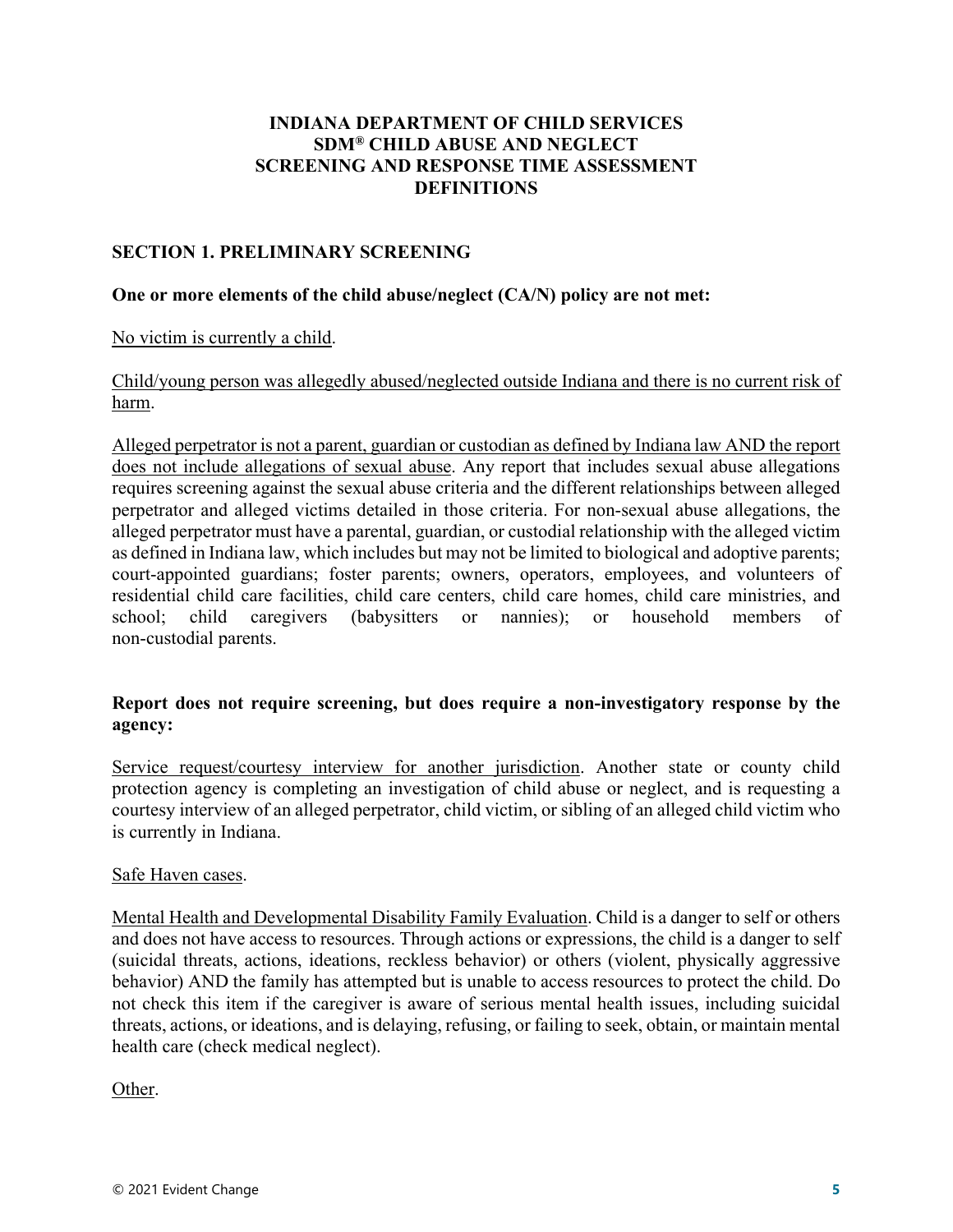# INDIANA DEPARTMENT OF CHILD SERVICES
# SDM® CHILD ABUSE AND NEGLECT
# SCREENING AND RESPONSE TIME ASSESSMENT
# DEFINITIONS

## SECTION 1. PRELIMINARY SCREENING

**One or more elements of the child abuse/neglect (CA/N) policy are not met:**

<u>No victim is currently a child</u>.

<u>Child/young person was allegedly abused/neglected outside Indiana and there is no current risk of harm</u>.

<u>Alleged perpetrator is not a parent, guardian or custodian as defined by Indiana law AND the report does not include allegations of sexual abuse</u>. Any report that includes sexual abuse allegations requires screening against the sexual abuse criteria and the different relationships between alleged perpetrator and alleged victims detailed in those criteria. For non-sexual abuse allegations, the alleged perpetrator must have a parental, guardian, or custodial relationship with the alleged victim as defined in Indiana law, which includes but may not be limited to biological and adoptive parents; court-appointed guardians; foster parents; owners, operators, employees, and volunteers of residential child care facilities, child care centers, child care homes, child care ministries, and school; child caregivers (babysitters or nannies); or household members of non-custodial parents.

**Report does not require screening, but does require a non-investigatory response by the agency:**

<u>Service request/courtesy interview for another jurisdiction</u>. Another state or county child protection agency is completing an investigation of child abuse or neglect, and is requesting a courtesy interview of an alleged perpetrator, child victim, or sibling of an alleged child victim who is currently in Indiana.

<u>Safe Haven cases</u>.

<u>Mental Health and Developmental Disability Family Evaluation</u>. Child is a danger to self or others and does not have access to resources. Through actions or expressions, the child is a danger to self (suicidal threats, actions, ideations, reckless behavior) or others (violent, physically aggressive behavior) AND the family has attempted but is unable to access resources to protect the child. Do not check this item if the caregiver is aware of serious mental health issues, including suicidal threats, actions, or ideations, and is delaying, refusing, or failing to seek, obtain, or maintain mental health care (check medical neglect).

<u>Other</u>.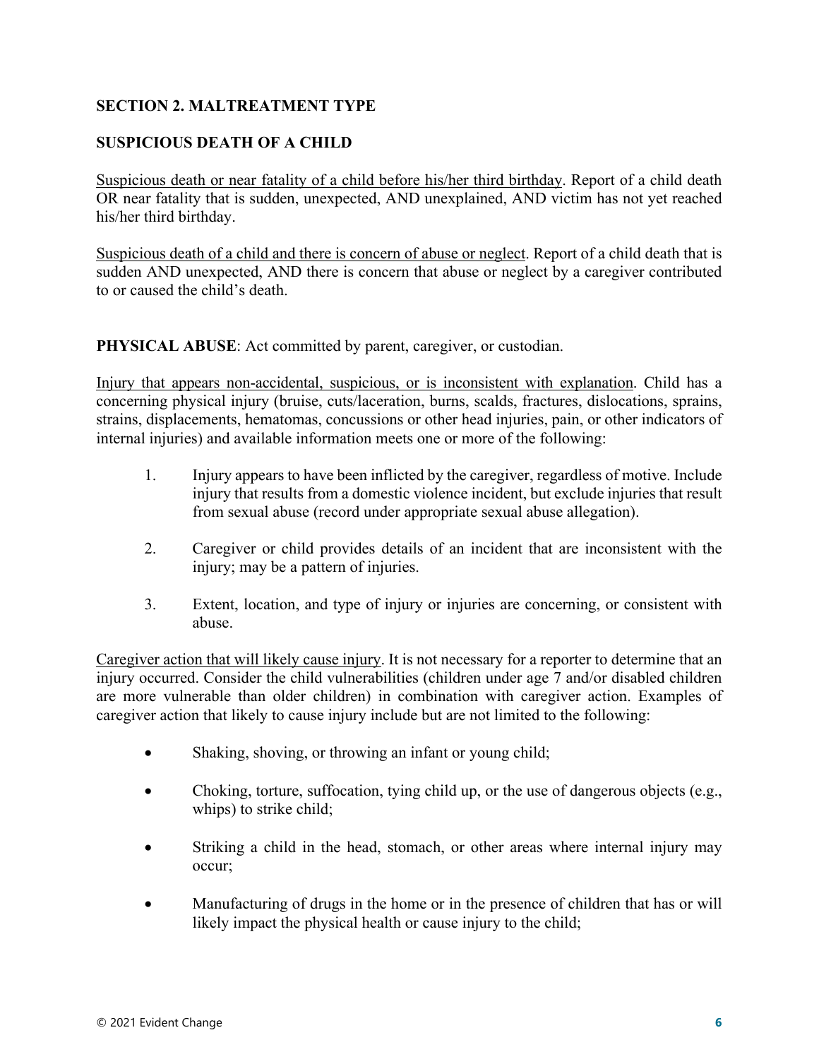## SECTION 2. MALTREATMENT TYPE

### SUSPICIOUS DEATH OF A CHILD

<u>Suspicious death or near fatality of a child before his/her third birthday</u>. Report of a child death OR near fatality that is sudden, unexpected, AND unexplained, AND victim has not yet reached his/her third birthday.

<u>Suspicious death of a child and there is concern of abuse or neglect</u>. Report of a child death that is sudden AND unexpected, AND there is concern that abuse or neglect by a caregiver contributed to or caused the child's death.

**PHYSICAL ABUSE**: Act committed by parent, caregiver, or custodian.

<u>Injury that appears non-accidental, suspicious, or is inconsistent with explanation</u>. Child has a concerning physical injury (bruise, cuts/laceration, burns, scalds, fractures, dislocations, sprains, strains, displacements, hematomas, concussions or other head injuries, pain, or other indicators of internal injuries) and available information meets one or more of the following:

1. Injury appears to have been inflicted by the caregiver, regardless of motive. Include injury that results from a domestic violence incident, but exclude injuries that result from sexual abuse (record under appropriate sexual abuse allegation).
2. Caregiver or child provides details of an incident that are inconsistent with the injury; may be a pattern of injuries.
3. Extent, location, and type of injury or injuries are concerning, or consistent with abuse.

<u>Caregiver action that will likely cause injury</u>. It is not necessary for a reporter to determine that an injury occurred. Consider the child vulnerabilities (children under age 7 and/or disabled children are more vulnerable than older children) in combination with caregiver action. Examples of caregiver action that likely to cause injury include but are not limited to the following:

- Shaking, shoving, or throwing an infant or young child;
- Choking, torture, suffocation, tying child up, or the use of dangerous objects (e.g., whips) to strike child;
- Striking a child in the head, stomach, or other areas where internal injury may occur;
- Manufacturing of drugs in the home or in the presence of children that has or will likely impact the physical health or cause injury to the child;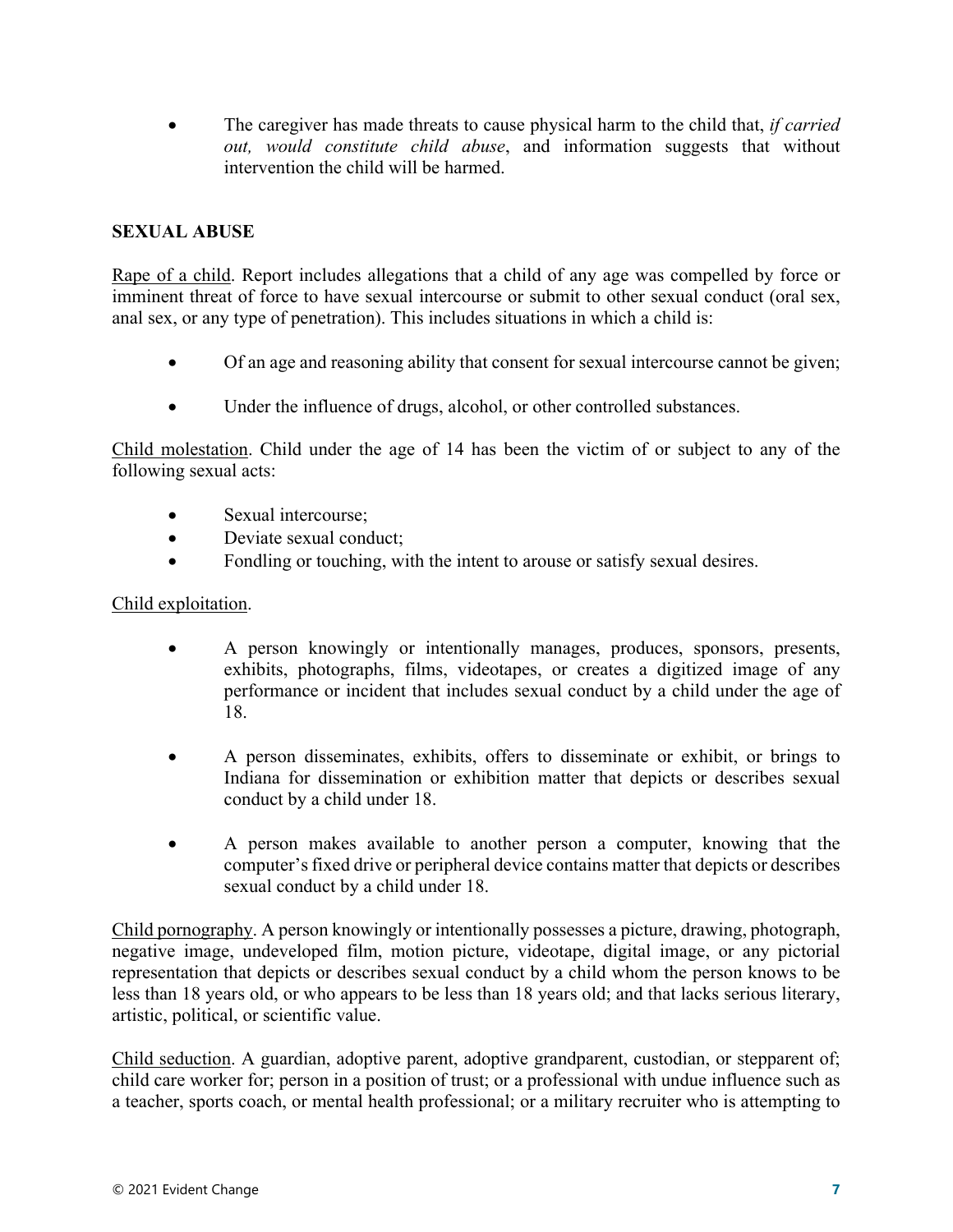- The caregiver has made threats to cause physical harm to the child that, *if carried out, would constitute child abuse*, and information suggests that without intervention the child will be harmed.

**SEXUAL ABUSE**

Rape of a child. Report includes allegations that a child of any age was compelled by force or imminent threat of force to have sexual intercourse or submit to other sexual conduct (oral sex, anal sex, or any type of penetration). This includes situations in which a child is:

- Of an age and reasoning ability that consent for sexual intercourse cannot be given;
- Under the influence of drugs, alcohol, or other controlled substances.

Child molestation. Child under the age of 14 has been the victim of or subject to any of the following sexual acts:

- Sexual intercourse;
- Deviate sexual conduct;
- Fondling or touching, with the intent to arouse or satisfy sexual desires.

Child exploitation.

- A person knowingly or intentionally manages, produces, sponsors, presents, exhibits, photographs, films, videotapes, or creates a digitized image of any performance or incident that includes sexual conduct by a child under the age of 18.
- A person disseminates, exhibits, offers to disseminate or exhibit, or brings to Indiana for dissemination or exhibition matter that depicts or describes sexual conduct by a child under 18.
- A person makes available to another person a computer, knowing that the computer's fixed drive or peripheral device contains matter that depicts or describes sexual conduct by a child under 18.

Child pornography. A person knowingly or intentionally possesses a picture, drawing, photograph, negative image, undeveloped film, motion picture, videotape, digital image, or any pictorial representation that depicts or describes sexual conduct by a child whom the person knows to be less than 18 years old, or who appears to be less than 18 years old; and that lacks serious literary, artistic, political, or scientific value.

Child seduction. A guardian, adoptive parent, adoptive grandparent, custodian, or stepparent of; child care worker for; person in a position of trust; or a professional with undue influence such as a teacher, sports coach, or mental health professional; or a military recruiter who is attempting to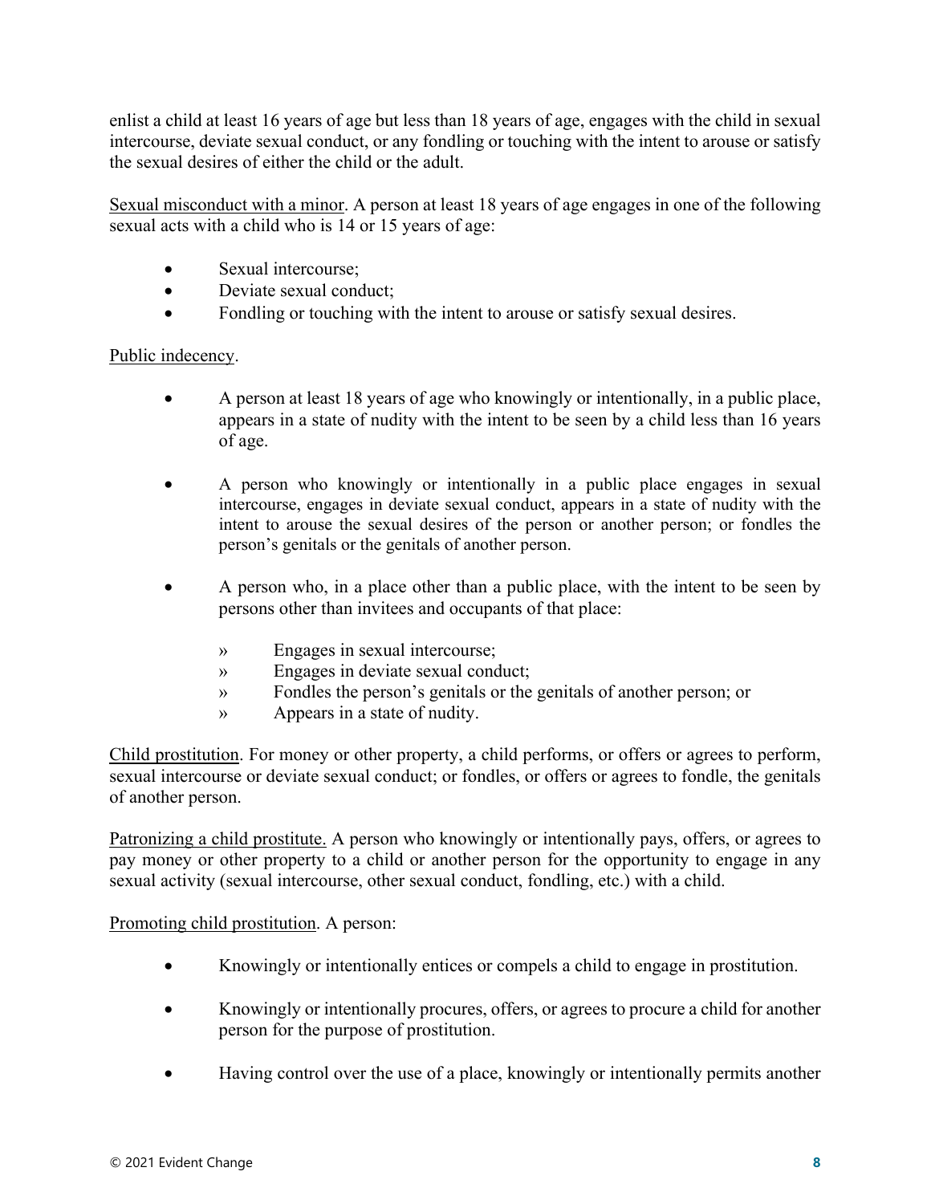enlist a child at least 16 years of age but less than 18 years of age, engages with the child in sexual intercourse, deviate sexual conduct, or any fondling or touching with the intent to arouse or satisfy the sexual desires of either the child or the adult.

Sexual misconduct with a minor. A person at least 18 years of age engages in one of the following sexual acts with a child who is 14 or 15 years of age:

- Sexual intercourse;
- Deviate sexual conduct;
- Fondling or touching with the intent to arouse or satisfy sexual desires.

Public indecency.

- A person at least 18 years of age who knowingly or intentionally, in a public place, appears in a state of nudity with the intent to be seen by a child less than 16 years of age.
- A person who knowingly or intentionally in a public place engages in sexual intercourse, engages in deviate sexual conduct, appears in a state of nudity with the intent to arouse the sexual desires of the person or another person; or fondles the person's genitals or the genitals of another person.
- A person who, in a place other than a public place, with the intent to be seen by persons other than invitees and occupants of that place:
  - » Engages in sexual intercourse;
  - » Engages in deviate sexual conduct;
  - » Fondles the person's genitals or the genitals of another person; or
  - » Appears in a state of nudity.

Child prostitution. For money or other property, a child performs, or offers or agrees to perform, sexual intercourse or deviate sexual conduct; or fondles, or offers or agrees to fondle, the genitals of another person.

Patronizing a child prostitute. A person who knowingly or intentionally pays, offers, or agrees to pay money or other property to a child or another person for the opportunity to engage in any sexual activity (sexual intercourse, other sexual conduct, fondling, etc.) with a child.

Promoting child prostitution. A person:

- Knowingly or intentionally entices or compels a child to engage in prostitution.
- Knowingly or intentionally procures, offers, or agrees to procure a child for another person for the purpose of prostitution.
- Having control over the use of a place, knowingly or intentionally permits another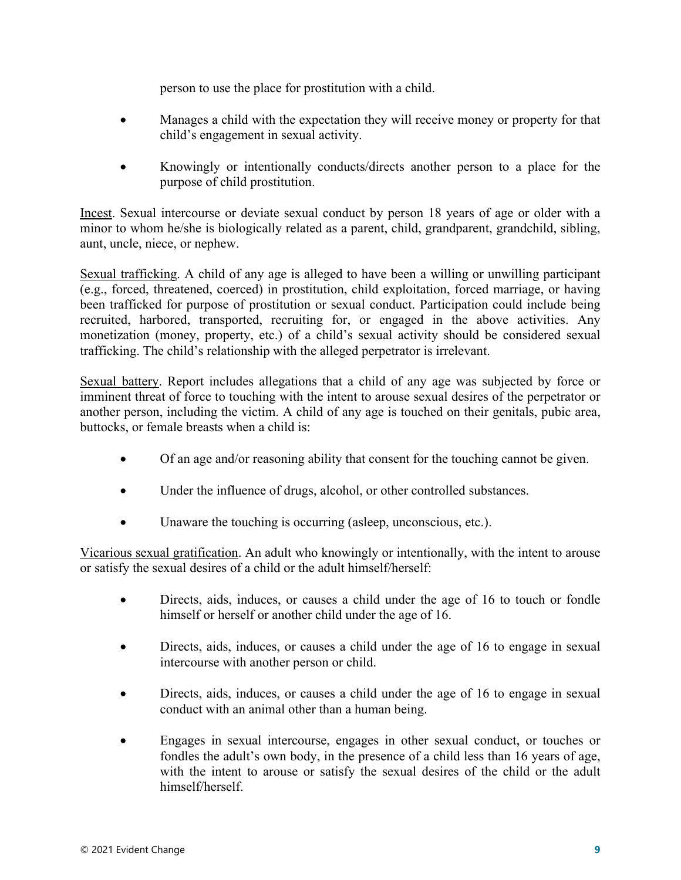person to use the place for prostitution with a child.

- Manages a child with the expectation they will receive money or property for that child's engagement in sexual activity.
- Knowingly or intentionally conducts/directs another person to a place for the purpose of child prostitution.

Incest. Sexual intercourse or deviate sexual conduct by person 18 years of age or older with a minor to whom he/she is biologically related as a parent, child, grandparent, grandchild, sibling, aunt, uncle, niece, or nephew.

Sexual trafficking. A child of any age is alleged to have been a willing or unwilling participant (e.g., forced, threatened, coerced) in prostitution, child exploitation, forced marriage, or having been trafficked for purpose of prostitution or sexual conduct. Participation could include being recruited, harbored, transported, recruiting for, or engaged in the above activities. Any monetization (money, property, etc.) of a child's sexual activity should be considered sexual trafficking. The child's relationship with the alleged perpetrator is irrelevant.

Sexual battery. Report includes allegations that a child of any age was subjected by force or imminent threat of force to touching with the intent to arouse sexual desires of the perpetrator or another person, including the victim. A child of any age is touched on their genitals, pubic area, buttocks, or female breasts when a child is:

- Of an age and/or reasoning ability that consent for the touching cannot be given.
- Under the influence of drugs, alcohol, or other controlled substances.
- Unaware the touching is occurring (asleep, unconscious, etc.).

Vicarious sexual gratification. An adult who knowingly or intentionally, with the intent to arouse or satisfy the sexual desires of a child or the adult himself/herself:

- Directs, aids, induces, or causes a child under the age of 16 to touch or fondle himself or herself or another child under the age of 16.
- Directs, aids, induces, or causes a child under the age of 16 to engage in sexual intercourse with another person or child.
- Directs, aids, induces, or causes a child under the age of 16 to engage in sexual conduct with an animal other than a human being.
- Engages in sexual intercourse, engages in other sexual conduct, or touches or fondles the adult's own body, in the presence of a child less than 16 years of age, with the intent to arouse or satisfy the sexual desires of the child or the adult himself/herself.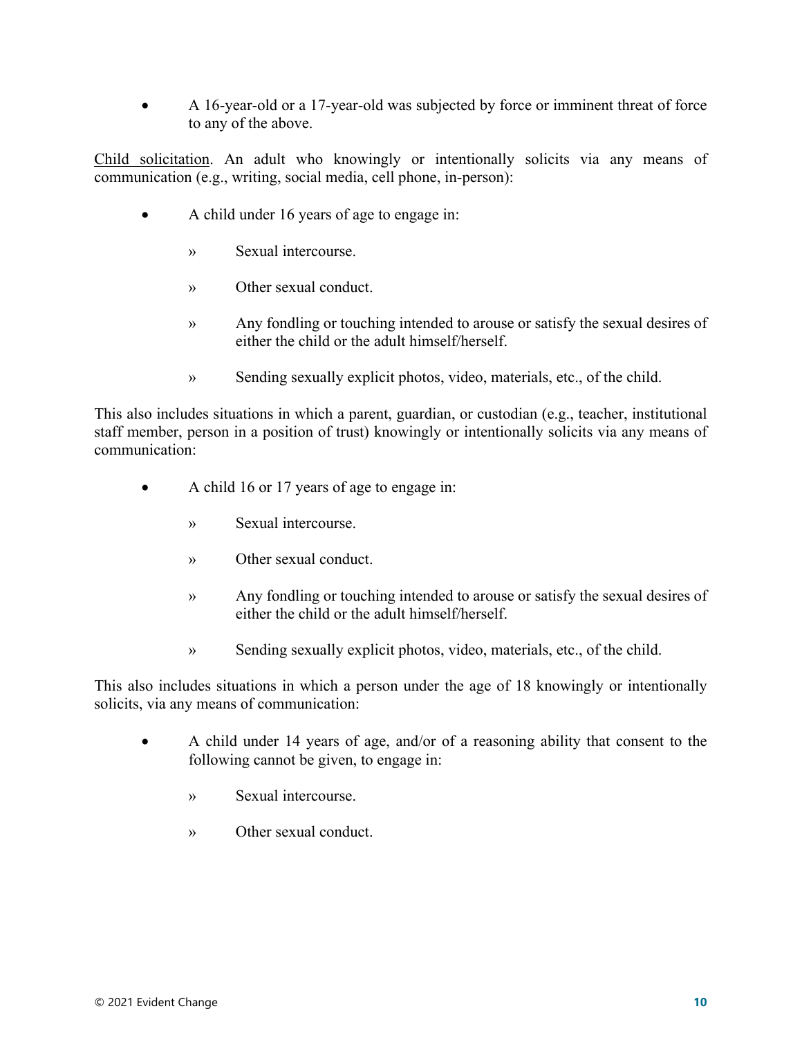- A 16-year-old or a 17-year-old was subjected by force or imminent threat of force to any of the above.

Child solicitation. An adult who knowingly or intentionally solicits via any means of communication (e.g., writing, social media, cell phone, in-person):

- A child under 16 years of age to engage in:
  - » Sexual intercourse.
  - » Other sexual conduct.
  - » Any fondling or touching intended to arouse or satisfy the sexual desires of either the child or the adult himself/herself.
  - » Sending sexually explicit photos, video, materials, etc., of the child.

This also includes situations in which a parent, guardian, or custodian (e.g., teacher, institutional staff member, person in a position of trust) knowingly or intentionally solicits via any means of communication:

- A child 16 or 17 years of age to engage in:
  - » Sexual intercourse.
  - » Other sexual conduct.
  - » Any fondling or touching intended to arouse or satisfy the sexual desires of either the child or the adult himself/herself.
  - » Sending sexually explicit photos, video, materials, etc., of the child.

This also includes situations in which a person under the age of 18 knowingly or intentionally solicits, via any means of communication:

- A child under 14 years of age, and/or of a reasoning ability that consent to the following cannot be given, to engage in:
  - » Sexual intercourse.
  - » Other sexual conduct.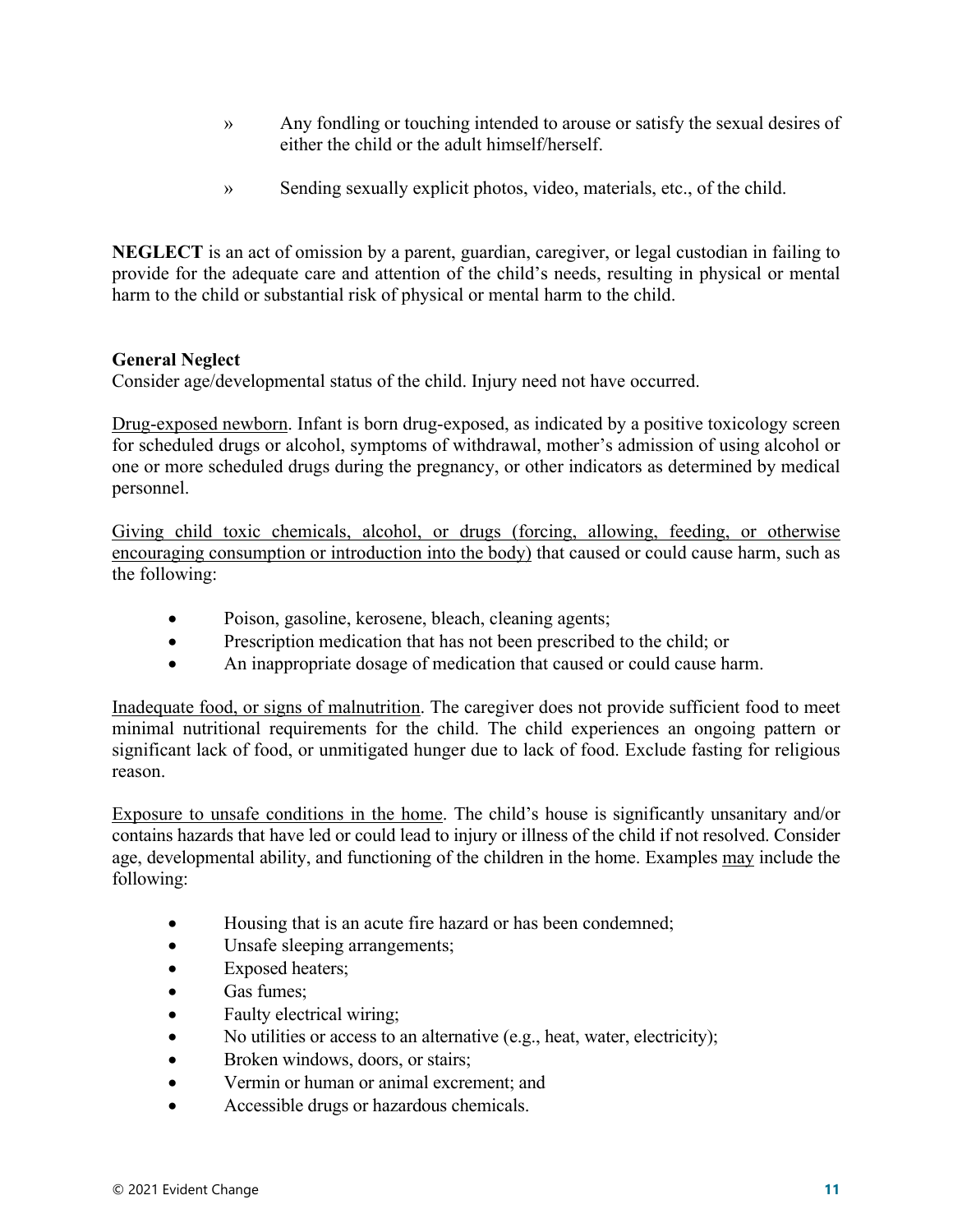- » Any fondling or touching intended to arouse or satisfy the sexual desires of either the child or the adult himself/herself.

- » Sending sexually explicit photos, video, materials, etc., of the child.

**NEGLECT** is an act of omission by a parent, guardian, caregiver, or legal custodian in failing to provide for the adequate care and attention of the child's needs, resulting in physical or mental harm to the child or substantial risk of physical or mental harm to the child.

**General Neglect**
Consider age/developmental status of the child. Injury need not have occurred.

<u>Drug-exposed newborn</u>. Infant is born drug-exposed, as indicated by a positive toxicology screen for scheduled drugs or alcohol, symptoms of withdrawal, mother's admission of using alcohol or one or more scheduled drugs during the pregnancy, or other indicators as determined by medical personnel.

<u>Giving child toxic chemicals, alcohol, or drugs (forcing, allowing, feeding, or otherwise encouraging consumption or introduction into the body)</u> that caused or could cause harm, such as the following:

- Poison, gasoline, kerosene, bleach, cleaning agents;
- Prescription medication that has not been prescribed to the child; or
- An inappropriate dosage of medication that caused or could cause harm.

<u>Inadequate food, or signs of malnutrition</u>. The caregiver does not provide sufficient food to meet minimal nutritional requirements for the child. The child experiences an ongoing pattern or significant lack of food, or unmitigated hunger due to lack of food. Exclude fasting for religious reason.

<u>Exposure to unsafe conditions in the home</u>. The child's house is significantly unsanitary and/or contains hazards that have led or could lead to injury or illness of the child if not resolved. Consider age, developmental ability, and functioning of the children in the home. Examples <u>may</u> include the following:

- Housing that is an acute fire hazard or has been condemned;
- Unsafe sleeping arrangements;
- Exposed heaters;
- Gas fumes;
- Faulty electrical wiring;
- No utilities or access to an alternative (e.g., heat, water, electricity);
- Broken windows, doors, or stairs;
- Vermin or human or animal excrement; and
- Accessible drugs or hazardous chemicals.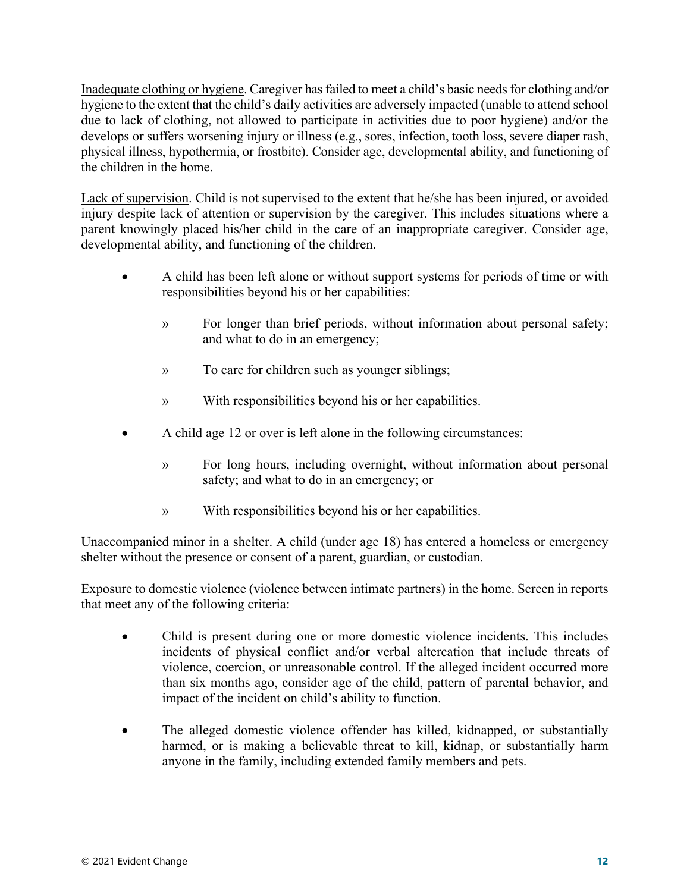Inadequate clothing or hygiene. Caregiver has failed to meet a child's basic needs for clothing and/or hygiene to the extent that the child's daily activities are adversely impacted (unable to attend school due to lack of clothing, not allowed to participate in activities due to poor hygiene) and/or the develops or suffers worsening injury or illness (e.g., sores, infection, tooth loss, severe diaper rash, physical illness, hypothermia, or frostbite). Consider age, developmental ability, and functioning of the children in the home.

Lack of supervision. Child is not supervised to the extent that he/she has been injured, or avoided injury despite lack of attention or supervision by the caregiver. This includes situations where a parent knowingly placed his/her child in the care of an inappropriate caregiver. Consider age, developmental ability, and functioning of the children.

- A child has been left alone or without support systems for periods of time or with responsibilities beyond his or her capabilities:
  - For longer than brief periods, without information about personal safety; and what to do in an emergency;
  - To care for children such as younger siblings;
  - With responsibilities beyond his or her capabilities.
- A child age 12 or over is left alone in the following circumstances:
  - For long hours, including overnight, without information about personal safety; and what to do in an emergency; or
  - With responsibilities beyond his or her capabilities.

Unaccompanied minor in a shelter. A child (under age 18) has entered a homeless or emergency shelter without the presence or consent of a parent, guardian, or custodian.

Exposure to domestic violence (violence between intimate partners) in the home. Screen in reports that meet any of the following criteria:

- Child is present during one or more domestic violence incidents. This includes incidents of physical conflict and/or verbal altercation that include threats of violence, coercion, or unreasonable control. If the alleged incident occurred more than six months ago, consider age of the child, pattern of parental behavior, and impact of the incident on child's ability to function.
- The alleged domestic violence offender has killed, kidnapped, or substantially harmed, or is making a believable threat to kill, kidnap, or substantially harm anyone in the family, including extended family members and pets.

© 2021 Evident Change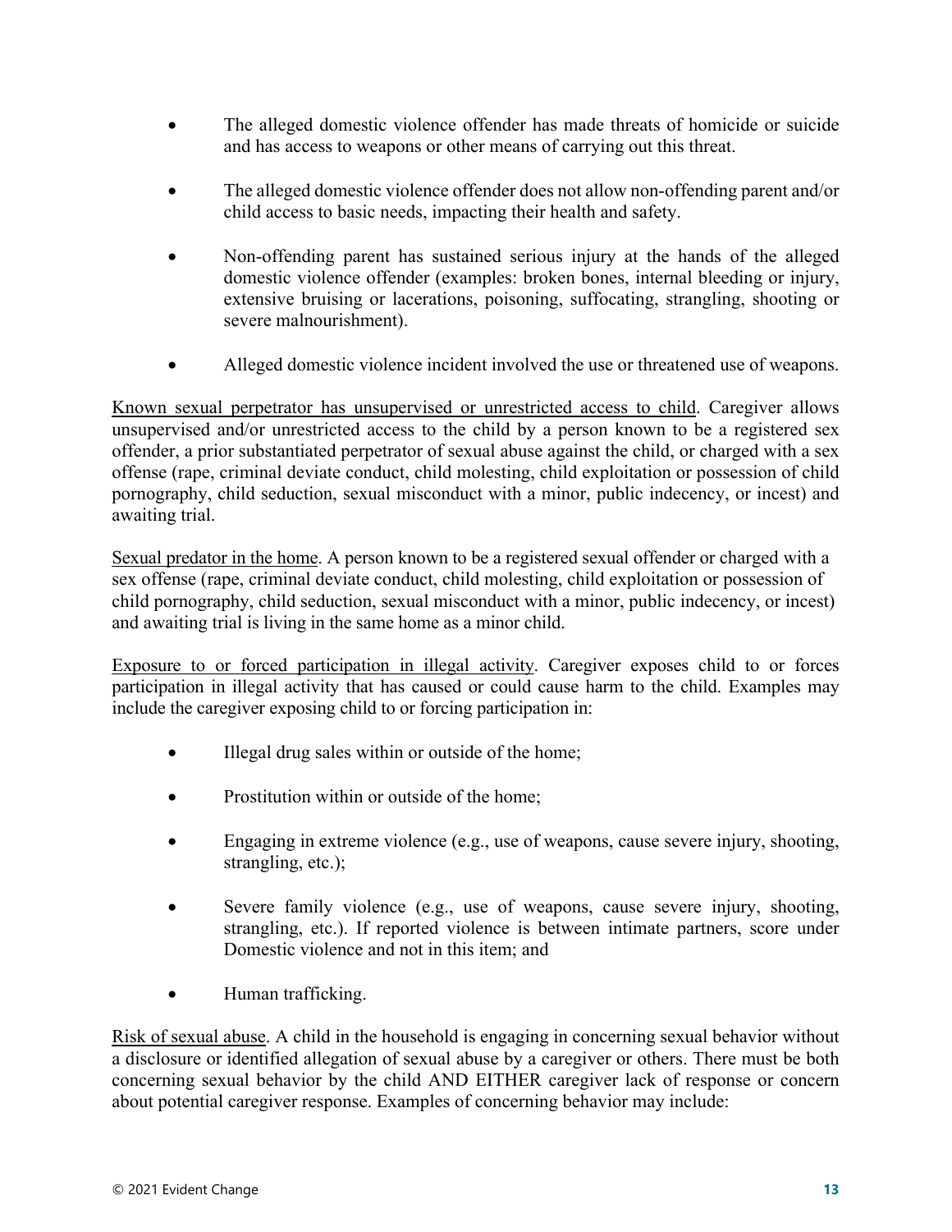- The alleged domestic violence offender has made threats of homicide or suicide and has access to weapons or other means of carrying out this threat.

- The alleged domestic violence offender does not allow non-offending parent and/or child access to basic needs, impacting their health and safety.

- Non-offending parent has sustained serious injury at the hands of the alleged domestic violence offender (examples: broken bones, internal bleeding or injury, extensive bruising or lacerations, poisoning, suffocating, strangling, shooting or severe malnourishment).

- Alleged domestic violence incident involved the use or threatened use of weapons.

<u>Known sexual perpetrator has unsupervised or unrestricted access to child</u>. Caregiver allows unsupervised and/or unrestricted access to the child by a person known to be a registered sex offender, a prior substantiated perpetrator of sexual abuse against the child, or charged with a sex offense (rape, criminal deviate conduct, child molesting, child exploitation or possession of child pornography, child seduction, sexual misconduct with a minor, public indecency, or incest) and awaiting trial.

<u>Sexual predator in the home</u>. A person known to be a registered sexual offender or charged with a sex offense (rape, criminal deviate conduct, child molesting, child exploitation or possession of child pornography, child seduction, sexual misconduct with a minor, public indecency, or incest) and awaiting trial is living in the same home as a minor child.

<u>Exposure to or forced participation in illegal activity</u>. Caregiver exposes child to or forces participation in illegal activity that has caused or could cause harm to the child. Examples may include the caregiver exposing child to or forcing participation in:

- Illegal drug sales within or outside of the home;

- Prostitution within or outside of the home;

- Engaging in extreme violence (e.g., use of weapons, cause severe injury, shooting, strangling, etc.);

- Severe family violence (e.g., use of weapons, cause severe injury, shooting, strangling, etc.). If reported violence is between intimate partners, score under Domestic violence and not in this item; and

- Human trafficking.

<u>Risk of sexual abuse</u>. A child in the household is engaging in concerning sexual behavior without a disclosure or identified allegation of sexual abuse by a caregiver or others. There must be both concerning sexual behavior by the child AND EITHER caregiver lack of response or concern about potential caregiver response. Examples of concerning behavior may include: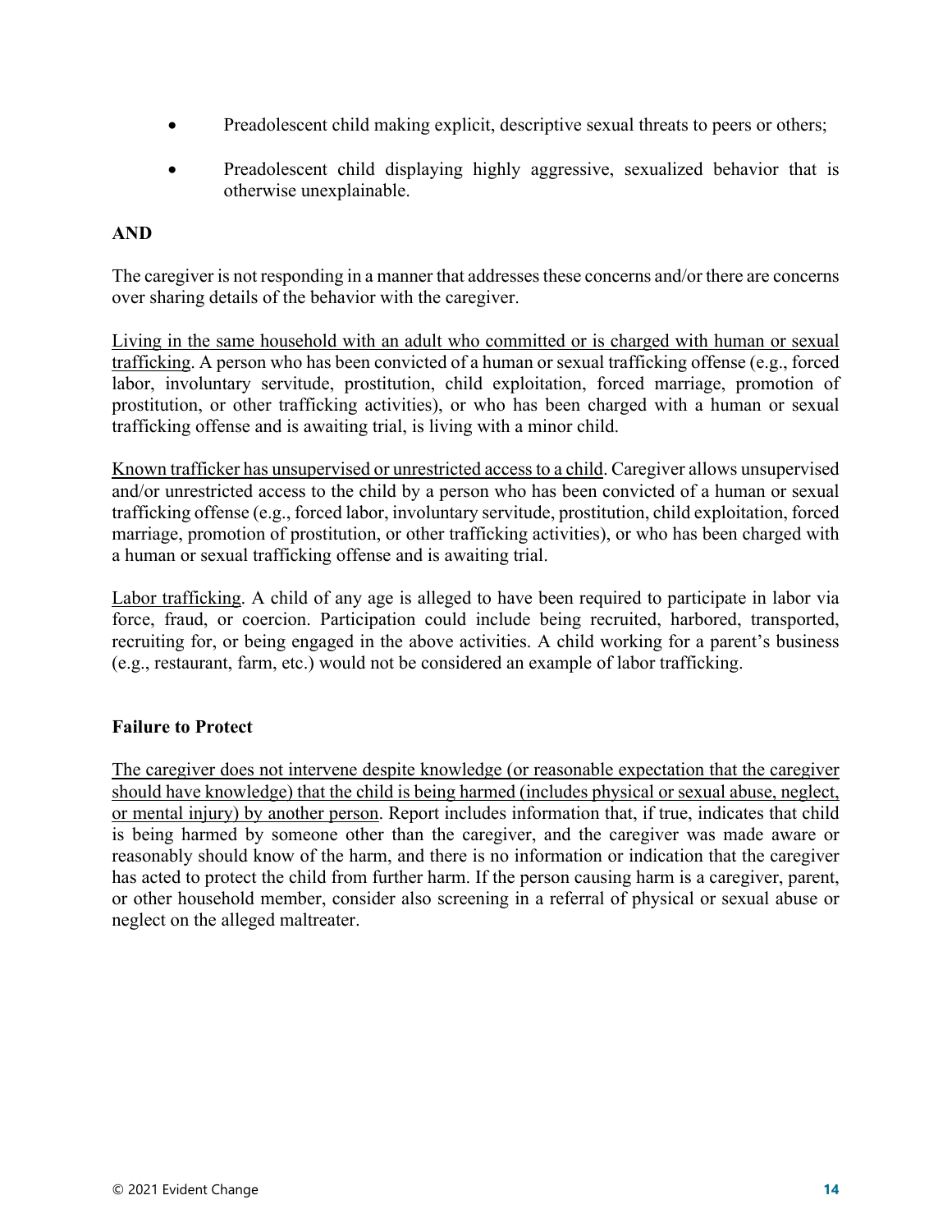- Preadolescent child making explicit, descriptive sexual threats to peers or others;
- Preadolescent child displaying highly aggressive, sexualized behavior that is otherwise unexplainable.

**AND**

The caregiver is not responding in a manner that addresses these concerns and/or there are concerns over sharing details of the behavior with the caregiver.

<u>Living in the same household with an adult who committed or is charged with human or sexual trafficking</u>. A person who has been convicted of a human or sexual trafficking offense (e.g., forced labor, involuntary servitude, prostitution, child exploitation, forced marriage, promotion of prostitution, or other trafficking activities), or who has been charged with a human or sexual trafficking offense and is awaiting trial, is living with a minor child.

<u>Known trafficker has unsupervised or unrestricted access to a child</u>. Caregiver allows unsupervised and/or unrestricted access to the child by a person who has been convicted of a human or sexual trafficking offense (e.g., forced labor, involuntary servitude, prostitution, child exploitation, forced marriage, promotion of prostitution, or other trafficking activities), or who has been charged with a human or sexual trafficking offense and is awaiting trial.

<u>Labor trafficking</u>. A child of any age is alleged to have been required to participate in labor via force, fraud, or coercion. Participation could include being recruited, harbored, transported, recruiting for, or being engaged in the above activities. A child working for a parent's business (e.g., restaurant, farm, etc.) would not be considered an example of labor trafficking.

**Failure to Protect**

<u>The caregiver does not intervene despite knowledge (or reasonable expectation that the caregiver should have knowledge) that the child is being harmed (includes physical or sexual abuse, neglect, or mental injury) by another person</u>. Report includes information that, if true, indicates that child is being harmed by someone other than the caregiver, and the caregiver was made aware or reasonably should know of the harm, and there is no information or indication that the caregiver has acted to protect the child from further harm. If the person causing harm is a caregiver, parent, or other household member, consider also screening in a referral of physical or sexual abuse or neglect on the alleged maltreater.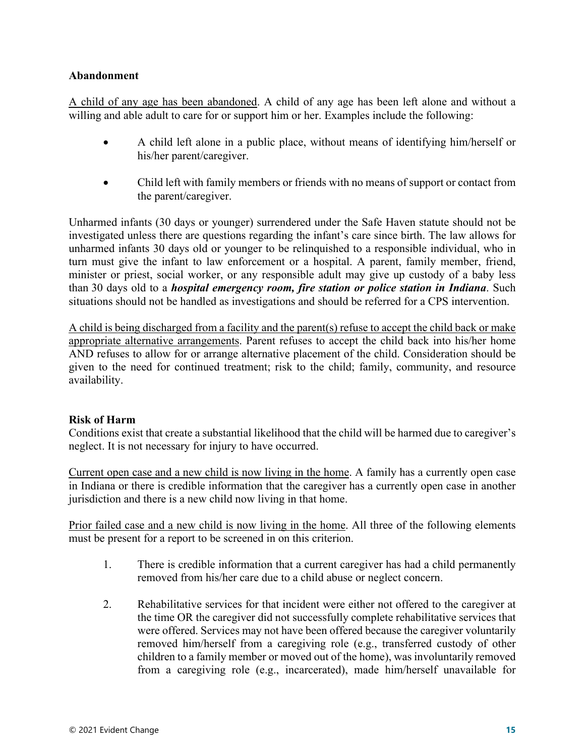**Abandonment**

<u>A child of any age has been abandoned</u>. A child of any age has been left alone and without a willing and able adult to care for or support him or her. Examples include the following:

- A child left alone in a public place, without means of identifying him/herself or his/her parent/caregiver.
- Child left with family members or friends with no means of support or contact from the parent/caregiver.

Unharmed infants (30 days or younger) surrendered under the Safe Haven statute should not be investigated unless there are questions regarding the infant's care since birth. The law allows for unharmed infants 30 days old or younger to be relinquished to a responsible individual, who in turn must give the infant to law enforcement or a hospital. A parent, family member, friend, minister or priest, social worker, or any responsible adult may give up custody of a baby less than 30 days old to a ***hospital emergency room, fire station or police station in Indiana***. Such situations should not be handled as investigations and should be referred for a CPS intervention.

<u>A child is being discharged from a facility and the parent(s) refuse to accept the child back or make appropriate alternative arrangements</u>. Parent refuses to accept the child back into his/her home AND refuses to allow for or arrange alternative placement of the child. Consideration should be given to the need for continued treatment; risk to the child; family, community, and resource availability.

**Risk of Harm**

Conditions exist that create a substantial likelihood that the child will be harmed due to caregiver's neglect. It is not necessary for injury to have occurred.

<u>Current open case and a new child is now living in the home</u>. A family has a currently open case in Indiana or there is credible information that the caregiver has a currently open case in another jurisdiction and there is a new child now living in that home.

<u>Prior failed case and a new child is now living in the home</u>. All three of the following elements must be present for a report to be screened in on this criterion.

1. There is credible information that a current caregiver has had a child permanently removed from his/her care due to a child abuse or neglect concern.
2. Rehabilitative services for that incident were either not offered to the caregiver at the time OR the caregiver did not successfully complete rehabilitative services that were offered. Services may not have been offered because the caregiver voluntarily removed him/herself from a caregiving role (e.g., transferred custody of other children to a family member or moved out of the home), was involuntarily removed from a caregiving role (e.g., incarcerated), made him/herself unavailable for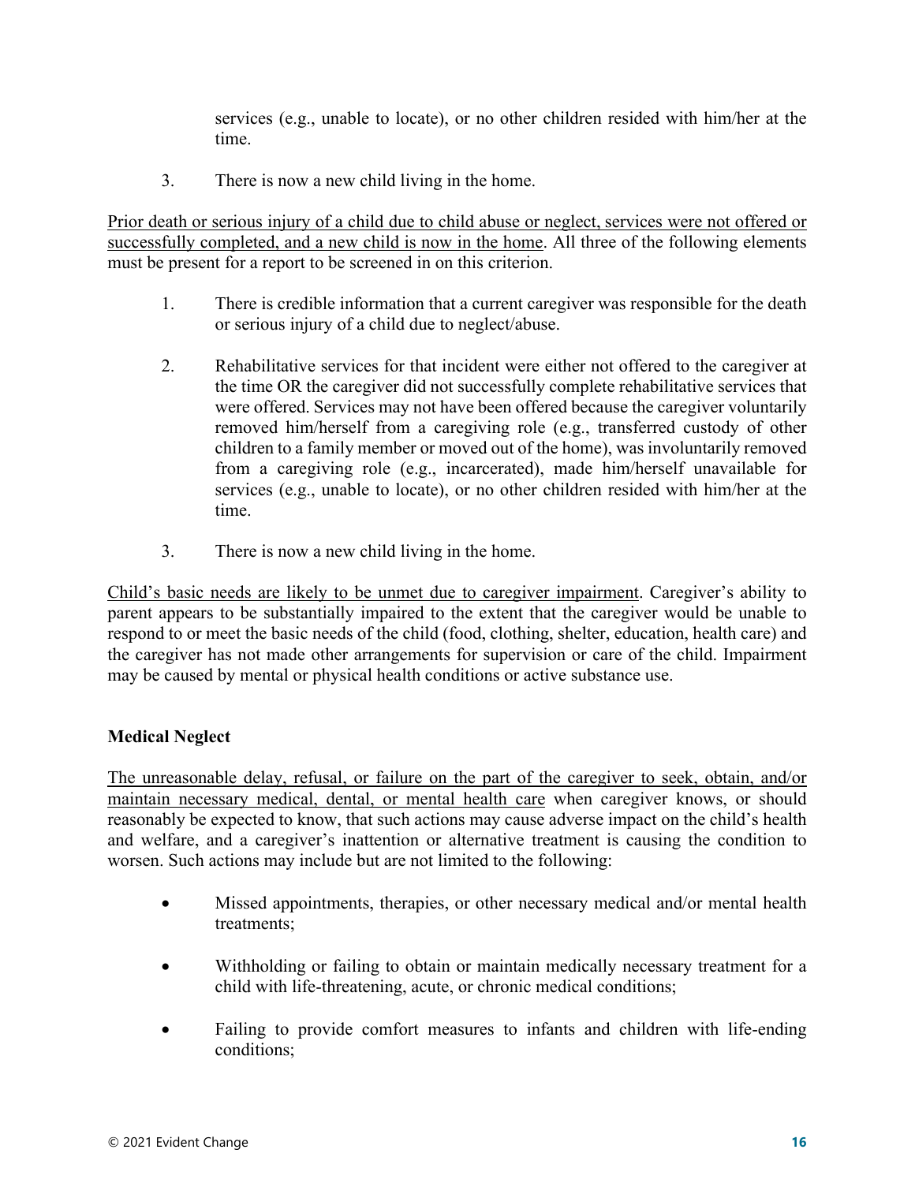services (e.g., unable to locate), or no other children resided with him/her at the time.

3. There is now a new child living in the home.

<u>Prior death or serious injury of a child due to child abuse or neglect, services were not offered or successfully completed, and a new child is now in the home</u>. All three of the following elements must be present for a report to be screened in on this criterion.

1. There is credible information that a current caregiver was responsible for the death or serious injury of a child due to neglect/abuse.

2. Rehabilitative services for that incident were either not offered to the caregiver at the time OR the caregiver did not successfully complete rehabilitative services that were offered. Services may not have been offered because the caregiver voluntarily removed him/herself from a caregiving role (e.g., transferred custody of other children to a family member or moved out of the home), was involuntarily removed from a caregiving role (e.g., incarcerated), made him/herself unavailable for services (e.g., unable to locate), or no other children resided with him/her at the time.

3. There is now a new child living in the home.

<u>Child's basic needs are likely to be unmet due to caregiver impairment</u>. Caregiver's ability to parent appears to be substantially impaired to the extent that the caregiver would be unable to respond to or meet the basic needs of the child (food, clothing, shelter, education, health care) and the caregiver has not made other arrangements for supervision or care of the child. Impairment may be caused by mental or physical health conditions or active substance use.

**Medical Neglect**

<u>The unreasonable delay, refusal, or failure on the part of the caregiver to seek, obtain, and/or maintain necessary medical, dental, or mental health care</u> when caregiver knows, or should reasonably be expected to know, that such actions may cause adverse impact on the child's health and welfare, and a caregiver's inattention or alternative treatment is causing the condition to worsen. Such actions may include but are not limited to the following:

- Missed appointments, therapies, or other necessary medical and/or mental health treatments;
- Withholding or failing to obtain or maintain medically necessary treatment for a child with life-threatening, acute, or chronic medical conditions;
- Failing to provide comfort measures to infants and children with life-ending conditions;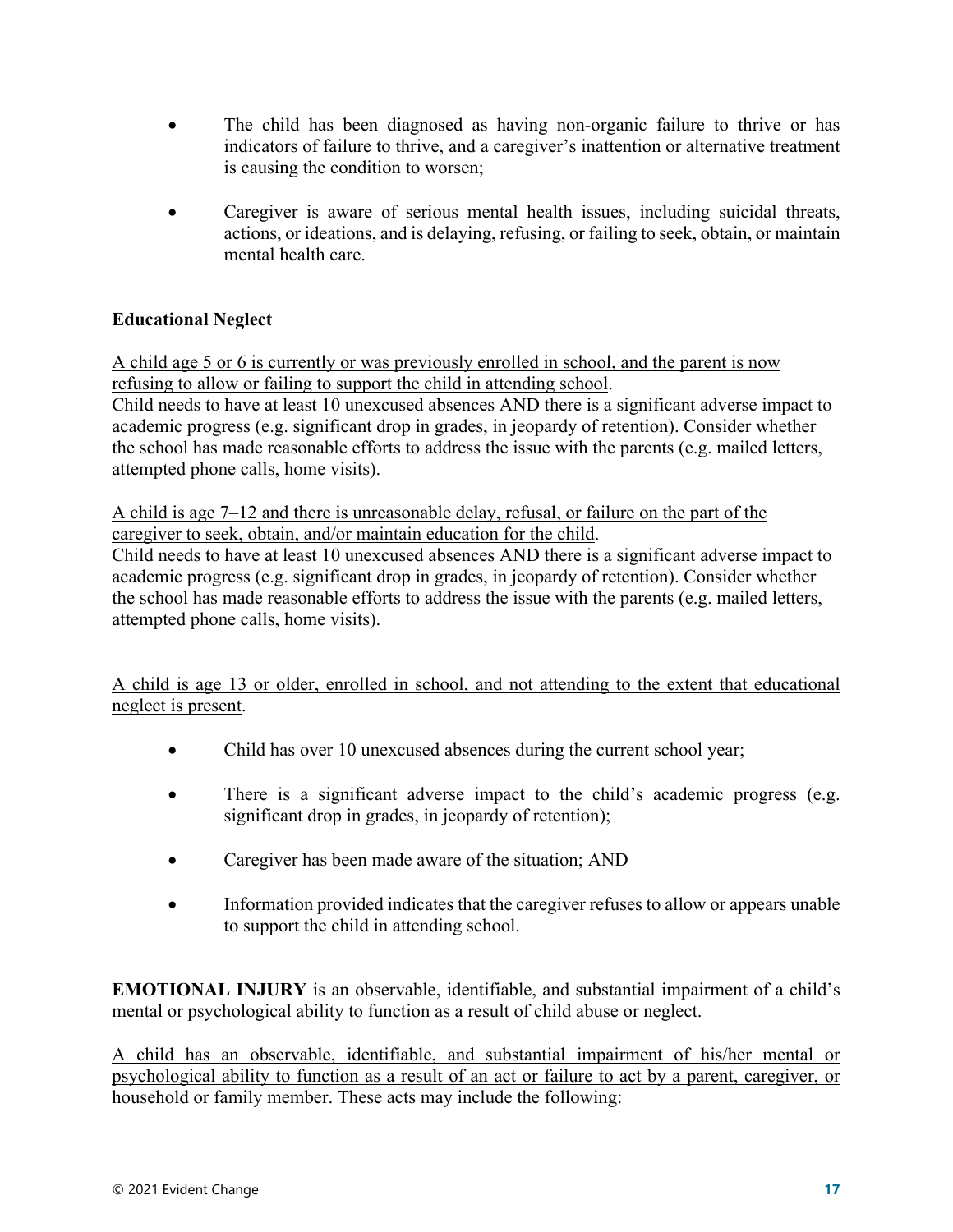- The child has been diagnosed as having non-organic failure to thrive or has indicators of failure to thrive, and a caregiver's inattention or alternative treatment is causing the condition to worsen;

- Caregiver is aware of serious mental health issues, including suicidal threats, actions, or ideations, and is delaying, refusing, or failing to seek, obtain, or maintain mental health care.

**Educational Neglect**

<u>A child age 5 or 6 is currently or was previously enrolled in school, and the parent is now refusing to allow or failing to support the child in attending school</u>.
Child needs to have at least 10 unexcused absences AND there is a significant adverse impact to academic progress (e.g. significant drop in grades, in jeopardy of retention). Consider whether the school has made reasonable efforts to address the issue with the parents (e.g. mailed letters, attempted phone calls, home visits).

<u>A child is age 7–12 and there is unreasonable delay, refusal, or failure on the part of the caregiver to seek, obtain, and/or maintain education for the child</u>.
Child needs to have at least 10 unexcused absences AND there is a significant adverse impact to academic progress (e.g. significant drop in grades, in jeopardy of retention). Consider whether the school has made reasonable efforts to address the issue with the parents (e.g. mailed letters, attempted phone calls, home visits).

<u>A child is age 13 or older, enrolled in school, and not attending to the extent that educational neglect is present</u>.

- Child has over 10 unexcused absences during the current school year;

- There is a significant adverse impact to the child's academic progress (e.g. significant drop in grades, in jeopardy of retention);

- Caregiver has been made aware of the situation; AND

- Information provided indicates that the caregiver refuses to allow or appears unable to support the child in attending school.

**EMOTIONAL INJURY** is an observable, identifiable, and substantial impairment of a child's mental or psychological ability to function as a result of child abuse or neglect.

<u>A child has an observable, identifiable, and substantial impairment of his/her mental or psychological ability to function as a result of an act or failure to act by a parent, caregiver, or household or family member</u>. These acts may include the following: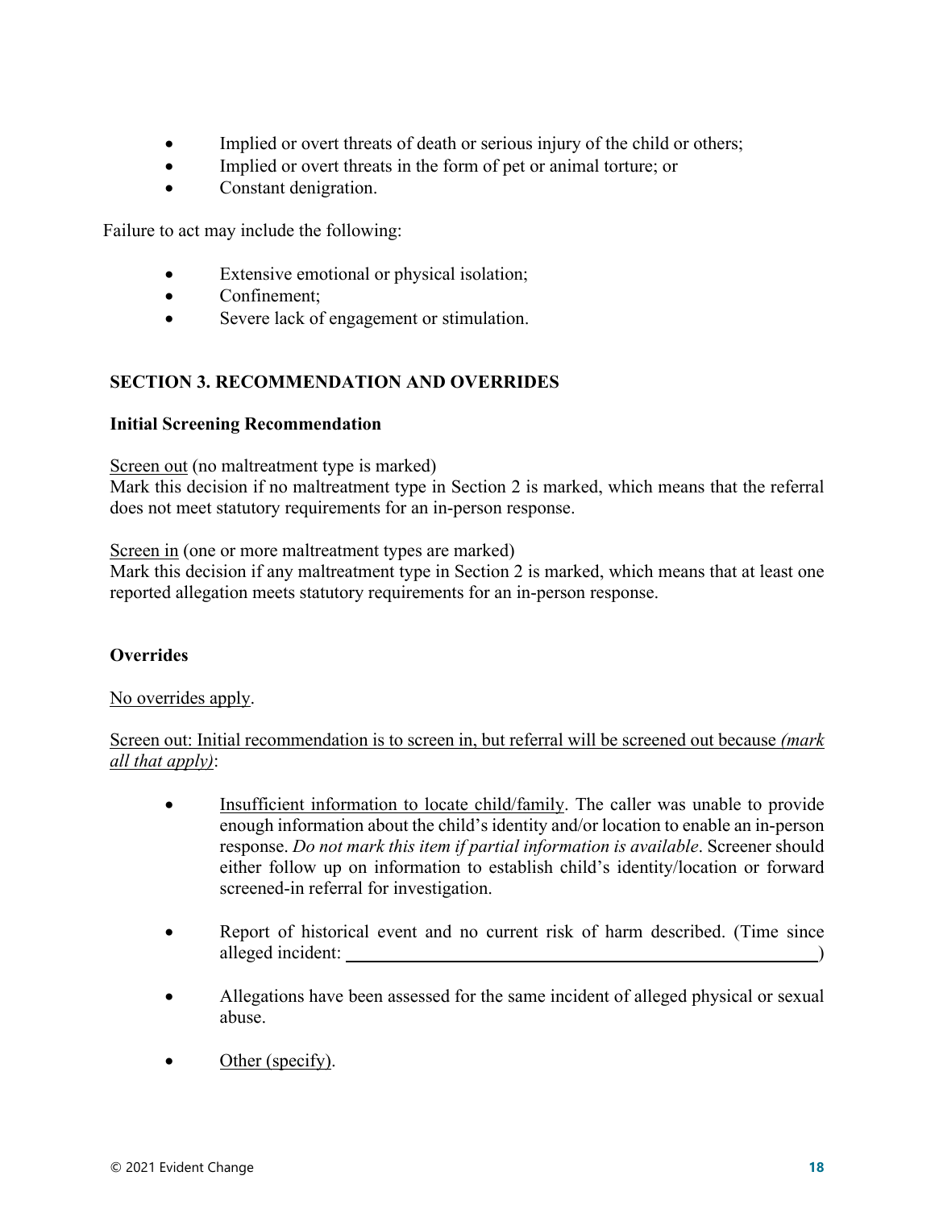- Implied or overt threats of death or serious injury of the child or others;
- Implied or overt threats in the form of pet or animal torture; or
- Constant denigration.

Failure to act may include the following:

- Extensive emotional or physical isolation;
- Confinement;
- Severe lack of engagement or stimulation.

## SECTION 3. RECOMMENDATION AND OVERRIDES

**Initial Screening Recommendation**

<u>Screen out</u> (no maltreatment type is marked)
Mark this decision if no maltreatment type in Section 2 is marked, which means that the referral does not meet statutory requirements for an in-person response.

<u>Screen in</u> (one or more maltreatment types are marked)
Mark this decision if any maltreatment type in Section 2 is marked, which means that at least one reported allegation meets statutory requirements for an in-person response.

**Overrides**

<u>No overrides apply</u>.

<u>Screen out: Initial recommendation is to screen in, but referral will be screened out because *(mark all that apply)*</u>:

- <u>Insufficient information to locate child/family</u>. The caller was unable to provide enough information about the child's identity and/or location to enable an in-person response. *Do not mark this item if partial information is available*. Screener should either follow up on information to establish child's identity/location or forward screened-in referral for investigation.

- Report of historical event and no current risk of harm described. (Time since alleged incident: ____________________________________________)

- Allegations have been assessed for the same incident of alleged physical or sexual abuse.

- <u>Other (specify)</u>.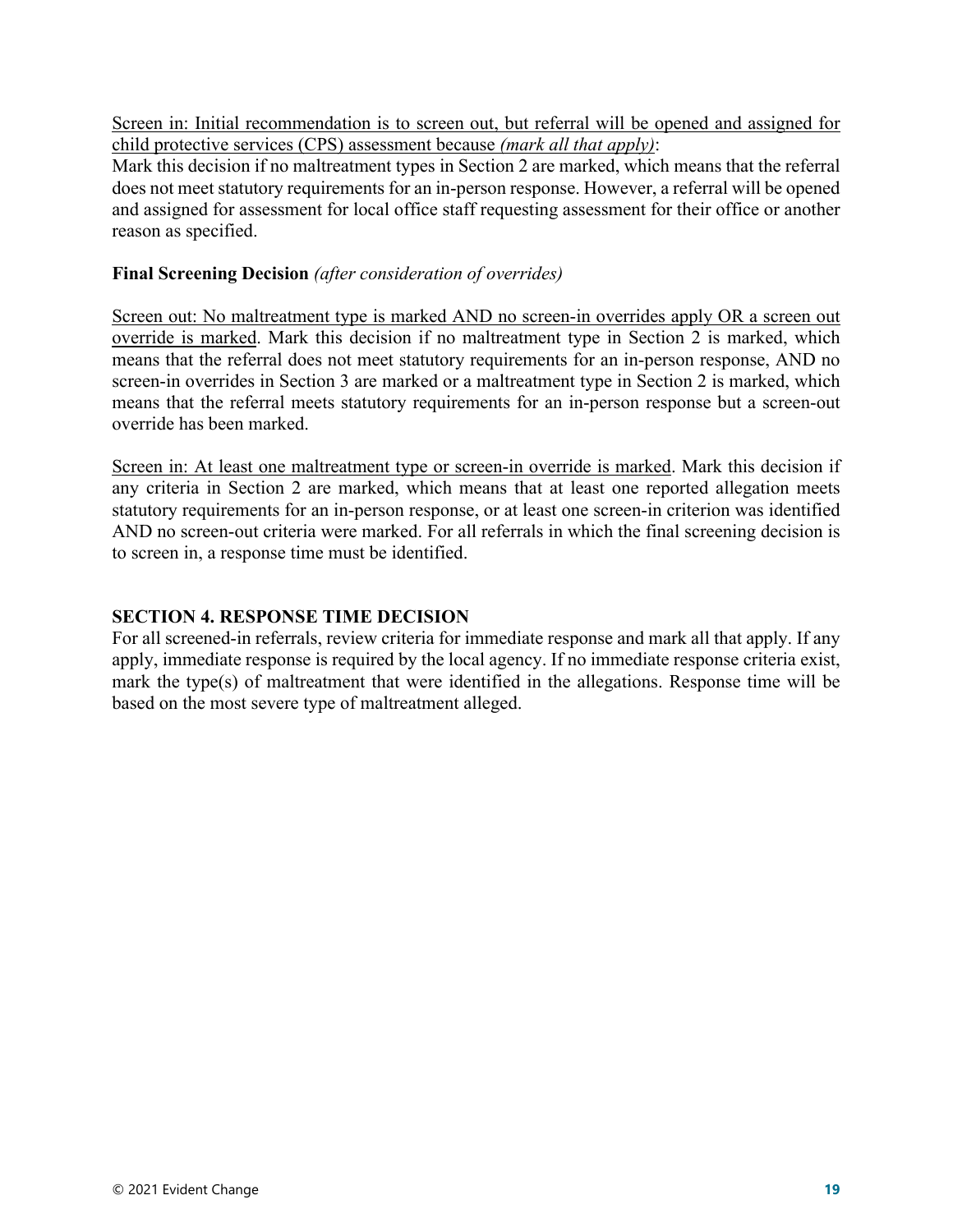Screen in: Initial recommendation is to screen out, but referral will be opened and assigned for child protective services (CPS) assessment because *(mark all that apply)*:
Mark this decision if no maltreatment types in Section 2 are marked, which means that the referral does not meet statutory requirements for an in-person response. However, a referral will be opened and assigned for assessment for local office staff requesting assessment for their office or another reason as specified.

**Final Screening Decision** *(after consideration of overrides)*

Screen out: No maltreatment type is marked AND no screen-in overrides apply OR a screen out override is marked. Mark this decision if no maltreatment type in Section 2 is marked, which means that the referral does not meet statutory requirements for an in-person response, AND no screen-in overrides in Section 3 are marked or a maltreatment type in Section 2 is marked, which means that the referral meets statutory requirements for an in-person response but a screen-out override has been marked.

Screen in: At least one maltreatment type or screen-in override is marked. Mark this decision if any criteria in Section 2 are marked, which means that at least one reported allegation meets statutory requirements for an in-person response, or at least one screen-in criterion was identified AND no screen-out criteria were marked. For all referrals in which the final screening decision is to screen in, a response time must be identified.

## SECTION 4. RESPONSE TIME DECISION

For all screened-in referrals, review criteria for immediate response and mark all that apply. If any apply, immediate response is required by the local agency. If no immediate response criteria exist, mark the type(s) of maltreatment that were identified in the allegations. Response time will be based on the most severe type of maltreatment alleged.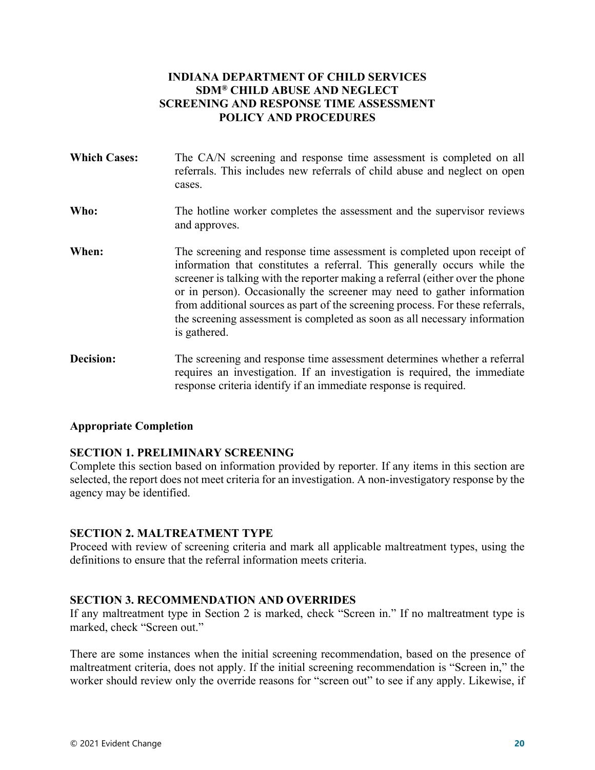**INDIANA DEPARTMENT OF CHILD SERVICES**
**SDM® CHILD ABUSE AND NEGLECT**
**SCREENING AND RESPONSE TIME ASSESSMENT**
**POLICY AND PROCEDURES**

**Which Cases:** The CA/N screening and response time assessment is completed on all referrals. This includes new referrals of child abuse and neglect on open cases.

**Who:** The hotline worker completes the assessment and the supervisor reviews and approves.

**When:** The screening and response time assessment is completed upon receipt of information that constitutes a referral. This generally occurs while the screener is talking with the reporter making a referral (either over the phone or in person). Occasionally the screener may need to gather information from additional sources as part of the screening process. For these referrals, the screening assessment is completed as soon as all necessary information is gathered.

**Decision:** The screening and response time assessment determines whether a referral requires an investigation. If an investigation is required, the immediate response criteria identify if an immediate response is required.

**Appropriate Completion**

**SECTION 1. PRELIMINARY SCREENING**

Complete this section based on information provided by reporter. If any items in this section are selected, the report does not meet criteria for an investigation. A non-investigatory response by the agency may be identified.

**SECTION 2. MALTREATMENT TYPE**

Proceed with review of screening criteria and mark all applicable maltreatment types, using the definitions to ensure that the referral information meets criteria.

**SECTION 3. RECOMMENDATION AND OVERRIDES**

If any maltreatment type in Section 2 is marked, check "Screen in." If no maltreatment type is marked, check "Screen out."

There are some instances when the initial screening recommendation, based on the presence of maltreatment criteria, does not apply. If the initial screening recommendation is "Screen in," the worker should review only the override reasons for "screen out" to see if any apply. Likewise, if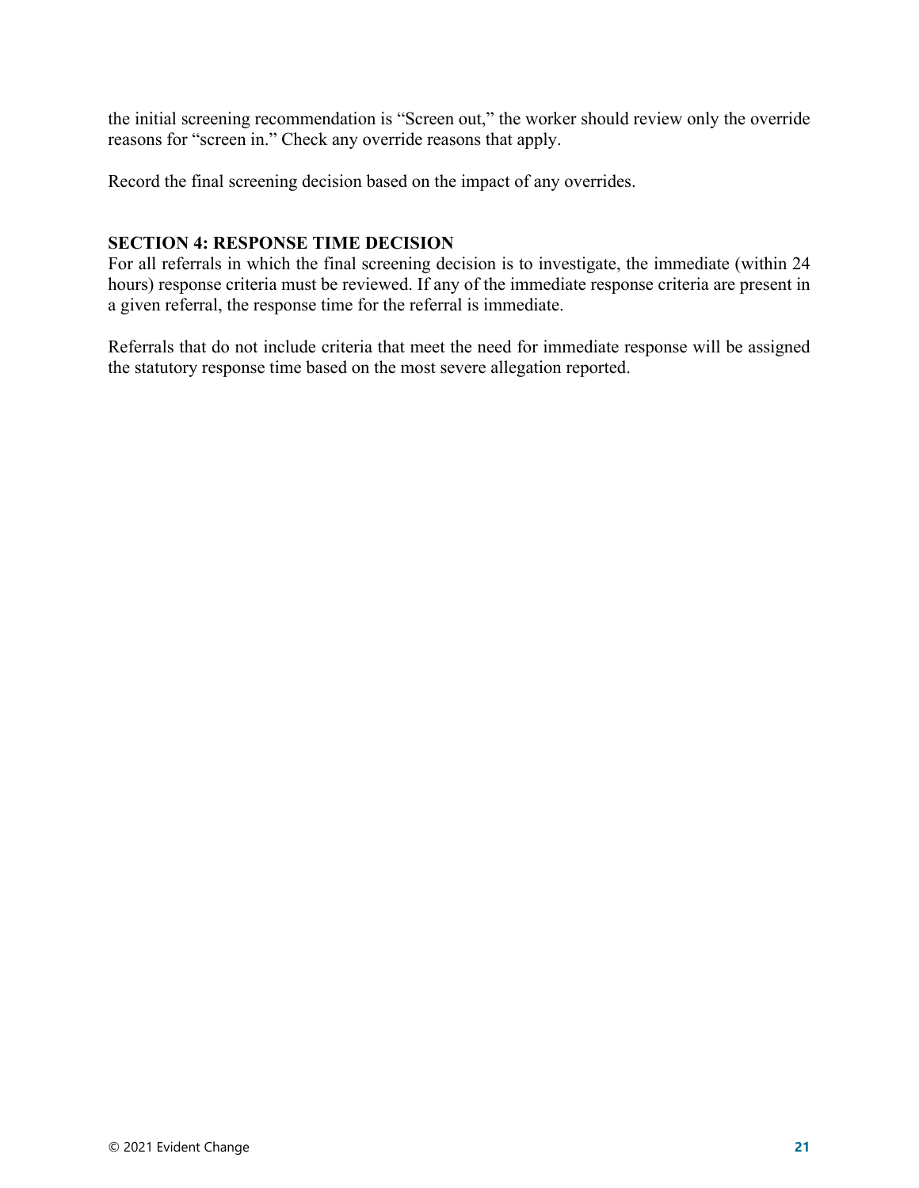the initial screening recommendation is "Screen out," the worker should review only the override reasons for "screen in." Check any override reasons that apply.

Record the final screening decision based on the impact of any overrides.

**SECTION 4: RESPONSE TIME DECISION**

For all referrals in which the final screening decision is to investigate, the immediate (within 24 hours) response criteria must be reviewed. If any of the immediate response criteria are present in a given referral, the response time for the referral is immediate.

Referrals that do not include criteria that meet the need for immediate response will be assigned the statutory response time based on the most severe allegation reported.